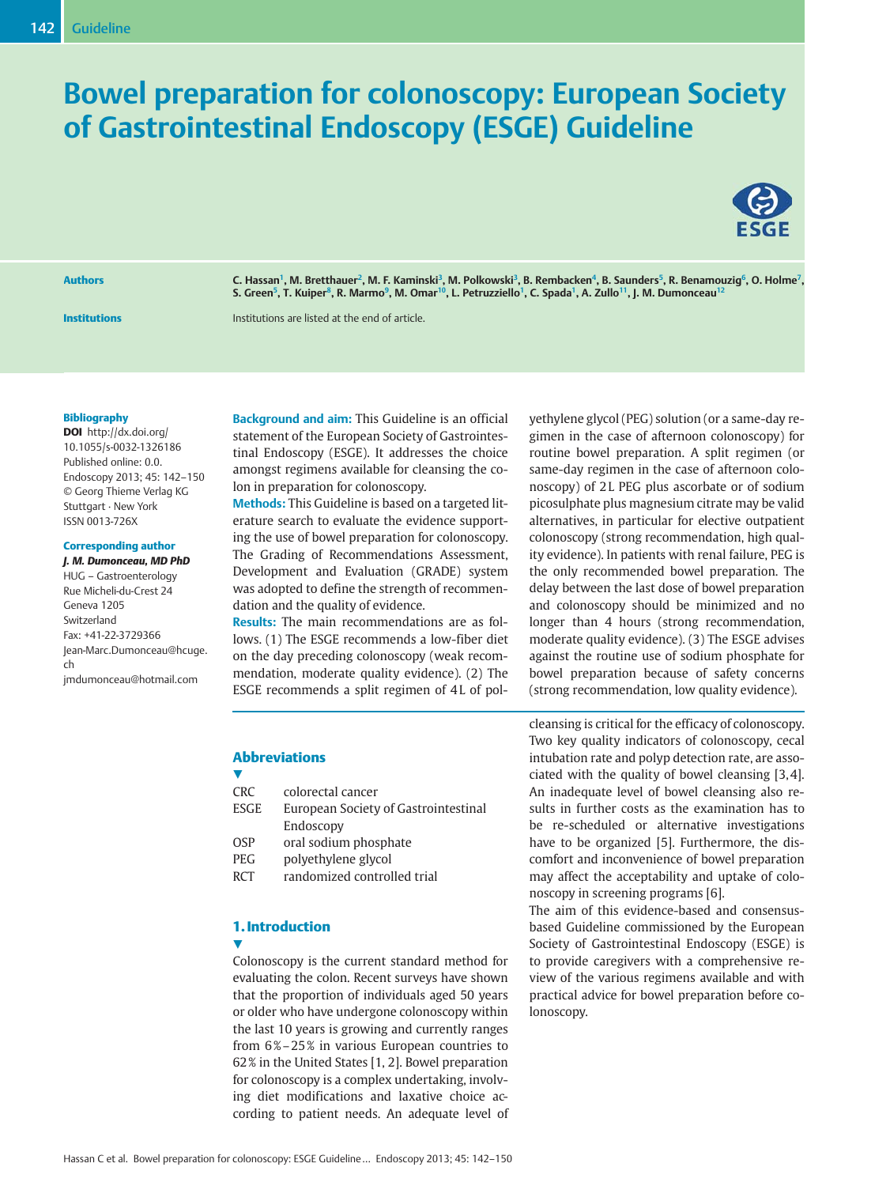# Bowel preparation for colonoscopy: European Society of Gastrointestinal Endoscopy (ESGE) Guideline

**Authors**

C. Hassan[1], M. Bretthauer[2], M. F. Kaminski[3], M. Polkowski[3], B. Rembacken[4], B. Saunders[5], R. Benamouzig[6], O. Holme[7], S. Green[5], T. Kuiper[8], R. Marmo[9], M. Omar[10], L. Petruzziello[1], C. Spada[1], A. Zullo[11], J. M. Dumonceau[12]

**Institutions**

Institutions are listed at the end of article.

**Bibliography**

**DOI** http://dx.doi.org/10.1055/s-0032-1326186
Published online: 0.0.
Endoscopy 2013; 45: 142–150
© Georg Thieme Verlag KG
Stuttgart · New York
ISSN 0013-726X

**Corresponding author**

***J. M. Dumonceau, MD PhD***
HUG – Gastroenterology
Rue Micheli-du-Crest 24
Geneva 1205
Switzerland
Fax: +41-22-3729366
Jean-Marc.Dumonceau@hcuge.ch
jmdumonceau@hotmail.com

**Background and aim:** This Guideline is an official statement of the European Society of Gastrointestinal Endoscopy (ESGE). It addresses the choice amongst regimens available for cleansing the colon in preparation for colonoscopy.

**Methods:** This Guideline is based on a targeted literature search to evaluate the evidence supporting the use of bowel preparation for colonoscopy. The Grading of Recommendations Assessment, Development and Evaluation (GRADE) system was adopted to define the strength of recommendation and the quality of evidence.

**Results:** The main recommendations are as follows. (1) The ESGE recommends a low-fiber diet on the day preceding colonoscopy (weak recommendation, moderate quality evidence). (2) The ESGE recommends a split regimen of 4L of polyethylene glycol (PEG) solution (or a same-day regimen in the case of afternoon colonoscopy) for routine bowel preparation. A split regimen (or same-day regimen in the case of afternoon colonoscopy) of 2L PEG plus ascorbate or of sodium picosulphate plus magnesium citrate may be valid alternatives, in particular for elective outpatient colonoscopy (strong recommendation, high quality evidence). In patients with renal failure, PEG is the only recommended bowel preparation. The delay between the last dose of bowel preparation and colonoscopy should be minimized and no longer than 4 hours (strong recommendation, moderate quality evidence). (3) The ESGE advises against the routine use of sodium phosphate for bowel preparation because of safety concerns (strong recommendation, low quality evidence).

## Abbreviations

| | |
|---|---|
| CRC | colorectal cancer |
| ESGE | European Society of Gastrointestinal Endoscopy |
| OSP | oral sodium phosphate |
| PEG | polyethylene glycol |
| RCT | randomized controlled trial |

## 1. Introduction

Colonoscopy is the current standard method for evaluating the colon. Recent surveys have shown that the proportion of individuals aged 50 years or older who have undergone colonoscopy within the last 10 years is growing and currently ranges from 6%–25% in various European countries to 62% in the United States [1, 2]. Bowel preparation for colonoscopy is a complex undertaking, involving diet modifications and laxative choice according to patient needs. An adequate level of cleansing is critical for the efficacy of colonoscopy. Two key quality indicators of colonoscopy, cecal intubation rate and polyp detection rate, are associated with the quality of bowel cleansing [3, 4]. An inadequate level of bowel cleansing also results in further costs as the examination has to be re-scheduled or alternative investigations have to be organized [5]. Furthermore, the discomfort and inconvenience of bowel preparation may affect the acceptability and uptake of colonoscopy in screening programs [6].

The aim of this evidence-based and consensus-based Guideline commissioned by the European Society of Gastrointestinal Endoscopy (ESGE) is to provide caregivers with a comprehensive review of the various regimens available and with practical advice for bowel preparation before colonoscopy.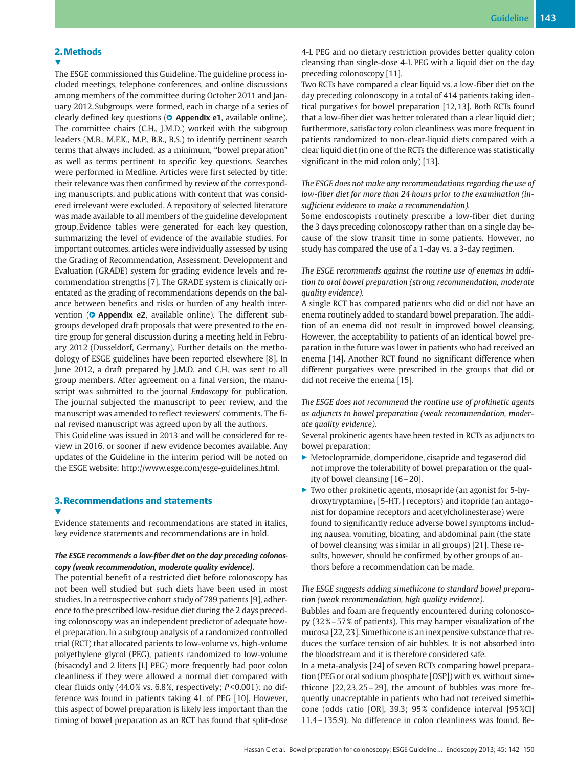## 2. Methods

The ESGE commissioned this Guideline. The guideline process included meetings, telephone conferences, and online discussions among members of the committee during October 2011 and January 2012. Subgroups were formed, each in charge of a series of clearly defined key questions (**Appendix e1**, available online). The committee chairs (C.H., J.M.D.) worked with the subgroup leaders (M.B., M.F.K., M.P., B.R., B.S.) to identify pertinent search terms that always included, as a minimum, "bowel preparation" as well as terms pertinent to specific key questions. Searches were performed in Medline. Articles were first selected by title; their relevance was then confirmed by review of the corresponding manuscripts, and publications with content that was considered irrelevant were excluded. A repository of selected literature was made available to all members of the guideline development group. Evidence tables were generated for each key question, summarizing the level of evidence of the available studies. For important outcomes, articles were individually assessed by using the Grading of Recommendation, Assessment, Development and Evaluation (GRADE) system for grading evidence levels and recommendation strengths [7]. The GRADE system is clinically orientated as the grading of recommendations depends on the balance between benefits and risks or burden of any health intervention (**Appendix e2**, available online). The different subgroups developed draft proposals that were presented to the entire group for general discussion during a meeting held in February 2012 (Dusseldorf, Germany). Further details on the methodology of ESGE guidelines have been reported elsewhere [8]. In June 2012, a draft prepared by J.M.D. and C.H. was sent to all group members. After agreement on a final version, the manuscript was submitted to the journal *Endoscopy* for publication. The journal subjected the manuscript to peer review, and the manuscript was amended to reflect reviewers' comments. The final revised manuscript was agreed upon by all the authors.

This Guideline was issued in 2013 and will be considered for review in 2016, or sooner if new evidence becomes available. Any updates of the Guideline in the interim period will be noted on the ESGE website: http://www.esge.com/esge-guidelines.html.

## 3. Recommendations and statements

Evidence statements and recommendations are stated in italics, key evidence statements and recommendations are in bold.

***The ESGE recommends a low-fiber diet on the day preceding colonoscopy (weak recommendation, moderate quality evidence).***

The potential benefit of a restricted diet before colonoscopy has not been well studied but such diets have been used in most studies. In a retrospective cohort study of 789 patients [9], adherence to the prescribed low-residue diet during the 2 days preceding colonoscopy was an independent predictor of adequate bowel preparation. In a subgroup analysis of a randomized controlled trial (RCT) that allocated patients to low-volume vs. high-volume polyethylene glycol (PEG), patients randomized to low-volume (bisacodyl and 2 liters [L] PEG) more frequently had poor colon cleanliness if they were allowed a normal diet compared with clear fluids only (44.0% vs. 6.8%, respectively; $P<0.001$); no difference was found in patients taking 4L of PEG [10]. However, this aspect of bowel preparation is likely less important than the timing of bowel preparation as an RCT has found that split-dose 4-L PEG and no dietary restriction provides better quality colon cleansing than single-dose 4-L PEG with a liquid diet on the day preceding colonoscopy [11].

Two RCTs have compared a clear liquid vs. a low-fiber diet on the day preceding colonoscopy in a total of 414 patients taking identical purgatives for bowel preparation [12, 13]. Both RCTs found that a low-fiber diet was better tolerated than a clear liquid diet; furthermore, satisfactory colon cleanliness was more frequent in patients randomized to non-clear-liquid diets compared with a clear liquid diet (in one of the RCTs the difference was statistically significant in the mid colon only) [13].

*The ESGE does not make any recommendations regarding the use of low-fiber diet for more than 24 hours prior to the examination (insufficient evidence to make a recommendation).*

Some endoscopists routinely prescribe a low-fiber diet during the 3 days preceding colonoscopy rather than on a single day because of the slow transit time in some patients. However, no study has compared the use of a 1-day vs. a 3-day regimen.

*The ESGE recommends against the routine use of enemas in addition to oral bowel preparation (strong recommendation, moderate quality evidence).*

A single RCT has compared patients who did or did not have an enema routinely added to standard bowel preparation. The addition of an enema did not result in improved bowel cleansing. However, the acceptability to patients of an identical bowel preparation in the future was lower in patients who had received an enema [14]. Another RCT found no significant difference when different purgatives were prescribed in the groups that did or did not receive the enema [15].

*The ESGE does not recommend the routine use of prokinetic agents as adjuncts to bowel preparation (weak recommendation, moderate quality evidence).*

Several prokinetic agents have been tested in RCTs as adjuncts to bowel preparation:

- Metoclopramide, domperidone, cisapride and tegaserod did not improve the tolerability of bowel preparation or the quality of bowel cleansing [16–20].
- Two other prokinetic agents, mosapride (an agonist for 5-hydroxytryptamine$_4$ [5-HT$_4$] receptors) and itopride (an antagonist for dopamine receptors and acetylcholinesterase) were found to significantly reduce adverse bowel symptoms including nausea, vomiting, bloating, and abdominal pain (the state of bowel cleansing was similar in all groups) [21]. These results, however, should be confirmed by other groups of authors before a recommendation can be made.

*The ESGE suggests adding simethicone to standard bowel preparation (weak recommendation, high quality evidence).*

Bubbles and foam are frequently encountered during colonoscopy (32%–57% of patients). This may hamper visualization of the mucosa [22, 23]. Simethicone is an inexpensive substance that reduces the surface tension of air bubbles. It is not absorbed into the bloodstream and it is therefore considered safe.

In a meta-analysis [24] of seven RCTs comparing bowel preparation (PEG or oral sodium phosphate [OSP]) with vs. without simethicone [22, 23, 25–29], the amount of bubbles was more frequently unacceptable in patients who had not received simethicone (odds ratio [OR], 39.3; 95% confidence interval [95%CI] 11.4–135.9). No difference in colon cleanliness was found. Be-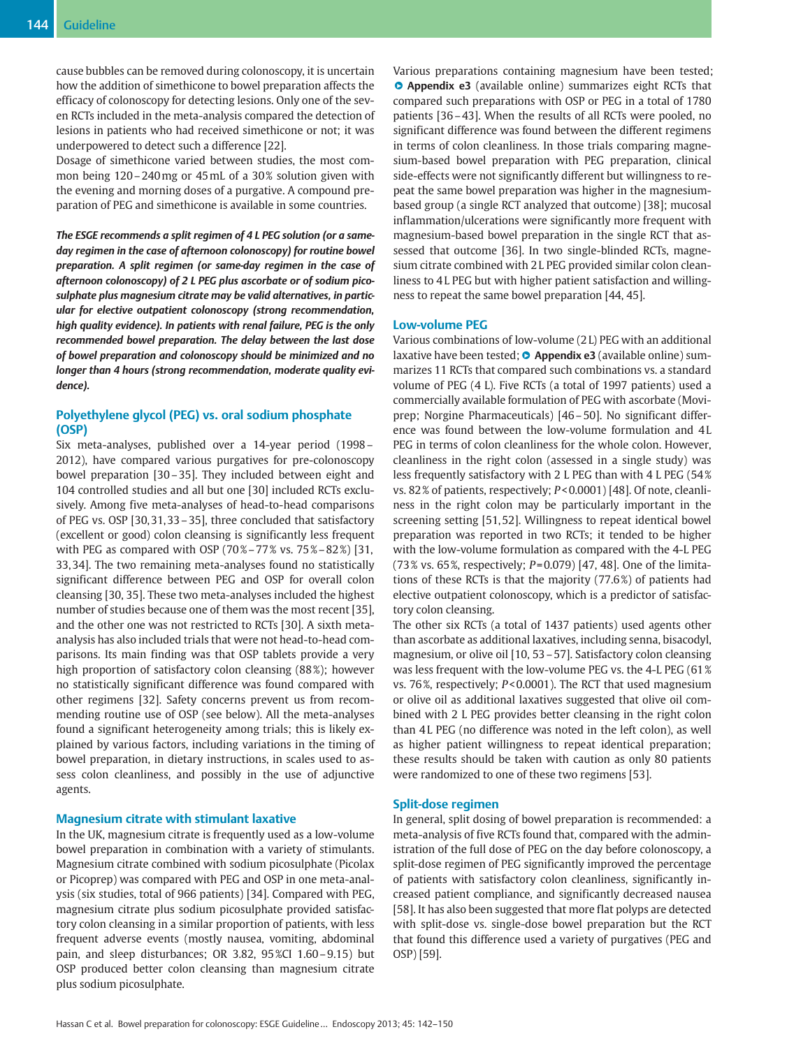cause bubbles can be removed during colonoscopy, it is uncertain how the addition of simethicone to bowel preparation affects the efficacy of colonoscopy for detecting lesions. Only one of the seven RCTs included in the meta-analysis compared the detection of lesions in patients who had received simethicone or not; it was underpowered to detect such a difference [22].

Dosage of simethicone varied between studies, the most common being 120–240 mg or 45 mL of a 30% solution given with the evening and morning doses of a purgative. A compound preparation of PEG and simethicone is available in some countries.

***The ESGE recommends a split regimen of 4 L PEG solution (or a same-day regimen in the case of afternoon colonoscopy) for routine bowel preparation. A split regimen (or same-day regimen in the case of afternoon colonoscopy) of 2 L PEG plus ascorbate or of sodium picosulphate plus magnesium citrate may be valid alternatives, in particular for elective outpatient colonoscopy (strong recommendation, high quality evidence). In patients with renal failure, PEG is the only recommended bowel preparation. The delay between the last dose of bowel preparation and colonoscopy should be minimized and no longer than 4 hours (strong recommendation, moderate quality evidence).***

## Polyethylene glycol (PEG) vs. oral sodium phosphate (OSP)

Six meta-analyses, published over a 14-year period (1998–2012), have compared various purgatives for pre-colonoscopy bowel preparation [30–35]. They included between eight and 104 controlled studies and all but one [30] included RCTs exclusively. Among five meta-analyses of head-to-head comparisons of PEG vs. OSP [30,31,33–35], three concluded that satisfactory (excellent or good) colon cleansing is significantly less frequent with PEG as compared with OSP (70%–77% vs. 75%–82%) [31,33,34]. The two remaining meta-analyses found no statistically significant difference between PEG and OSP for overall colon cleansing [30, 35]. These two meta-analyses included the highest number of studies because one of them was the most recent [35], and the other one was not restricted to RCTs [30]. A sixth meta-analysis has also included trials that were not head-to-head comparisons. Its main finding was that OSP tablets provide a very high proportion of satisfactory colon cleansing (88%); however no statistically significant difference was found compared with other regimens [32]. Safety concerns prevent us from recommending routine use of OSP (see below). All the meta-analyses found a significant heterogeneity among trials; this is likely explained by various factors, including variations in the timing of bowel preparation, in dietary instructions, in scales used to assess colon cleanliness, and possibly in the use of adjunctive agents.

## Magnesium citrate with stimulant laxative

In the UK, magnesium citrate is frequently used as a low-volume bowel preparation in combination with a variety of stimulants. Magnesium citrate combined with sodium picosulphate (Picolax or Picoprep) was compared with PEG and OSP in one meta-analysis (six studies, total of 966 patients) [34]. Compared with PEG, magnesium citrate plus sodium picosulphate provided satisfactory colon cleansing in a similar proportion of patients, with less frequent adverse events (mostly nausea, vomiting, abdominal pain, and sleep disturbances; OR 3.82, 95%CI 1.60–9.15) but OSP produced better colon cleansing than magnesium citrate plus sodium picosulphate.

Various preparations containing magnesium have been tested; **Appendix e3** (available online) summarizes eight RCTs that compared such preparations with OSP or PEG in a total of 1780 patients [36–43]. When the results of all RCTs were pooled, no significant difference was found between the different regimens in terms of colon cleanliness. In those trials comparing magnesium-based bowel preparation with PEG preparation, clinical side-effects were not significantly different but willingness to repeat the same bowel preparation was higher in the magnesium-based group (a single RCT analyzed that outcome) [38]; mucosal inflammation/ulcerations were significantly more frequent with magnesium-based bowel preparation in the single RCT that assessed that outcome [36]. In two single-blinded RCTs, magnesium citrate combined with 2 L PEG provided similar colon cleanliness to 4 L PEG but with higher patient satisfaction and willingness to repeat the same bowel preparation [44, 45].

## Low-volume PEG

Various combinations of low-volume (2 L) PEG with an additional laxative have been tested; **Appendix e3** (available online) summarizes 11 RCTs that compared such combinations vs. a standard volume of PEG (4 L). Five RCTs (a total of 1997 patients) used a commercially available formulation of PEG with ascorbate (Moviprep; Norgine Pharmaceuticals) [46–50]. No significant difference was found between the low-volume formulation and 4 L PEG in terms of colon cleanliness for the whole colon. However, cleanliness in the right colon (assessed in a single study) was less frequently satisfactory with 2 L PEG than with 4 L PEG (54% vs. 82% of patients, respectively; $P<0.0001$) [48]. Of note, cleanliness in the right colon may be particularly important in the screening setting [51,52]. Willingness to repeat identical bowel preparation was reported in two RCTs; it tended to be higher with the low-volume formulation as compared with the 4-L PEG (73% vs. 65%, respectively; $P=0.079$) [47, 48]. One of the limitations of these RCTs is that the majority (77.6%) of patients had elective outpatient colonoscopy, which is a predictor of satisfactory colon cleansing.

The other six RCTs (a total of 1437 patients) used agents other than ascorbate as additional laxatives, including senna, bisacodyl, magnesium, or olive oil [10, 53–57]. Satisfactory colon cleansing was less frequent with the low-volume PEG vs. the 4-L PEG (61% vs. 76%, respectively; $P<0.0001$). The RCT that used magnesium or olive oil as additional laxatives suggested that olive oil combined with 2 L PEG provides better cleansing in the right colon than 4 L PEG (no difference was noted in the left colon), as well as higher patient willingness to repeat identical preparation; these results should be taken with caution as only 80 patients were randomized to one of these two regimens [53].

## Split-dose regimen

In general, split dosing of bowel preparation is recommended: a meta-analysis of five RCTs found that, compared with the administration of the full dose of PEG on the day before colonoscopy, a split-dose regimen of PEG significantly improved the percentage of patients with satisfactory colon cleanliness, significantly increased patient compliance, and significantly decreased nausea [58]. It has also been suggested that more flat polyps are detected with split-dose vs. single-dose bowel preparation but the RCT that found this difference used a variety of purgatives (PEG and OSP) [59].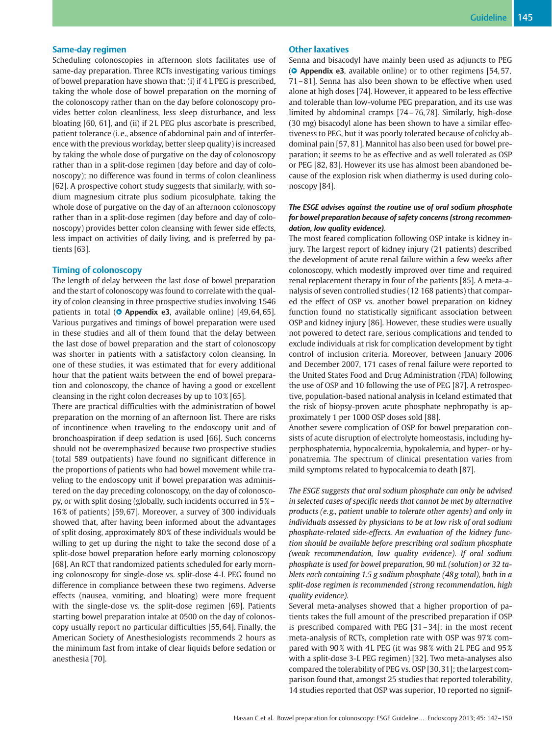### Same-day regimen

Scheduling colonoscopies in afternoon slots facilitates use of same-day preparation. Three RCTs investigating various timings of bowel preparation have shown that: (i) if 4 L PEG is prescribed, taking the whole dose of bowel preparation on the morning of the colonoscopy rather than on the day before colonoscopy provides better colon cleanliness, less sleep disturbance, and less bloating [60, 61], and (ii) if 2 L PEG plus ascorbate is prescribed, patient tolerance (i. e., absence of abdominal pain and of interference with the previous workday, better sleep quality) is increased by taking the whole dose of purgative on the day of colonoscopy rather than in a split-dose regimen (day before and day of colonoscopy); no difference was found in terms of colon cleanliness [62]. A prospective cohort study suggests that similarly, with sodium magnesium citrate plus sodium picosulphate, taking the whole dose of purgative on the day of an afternoon colonoscopy rather than in a split-dose regimen (day before and day of colonoscopy) provides better colon cleansing with fewer side effects, less impact on activities of daily living, and is preferred by patients [63].

### Timing of colonoscopy

The length of delay between the last dose of bowel preparation and the start of colonoscopy was found to correlate with the quality of colon cleansing in three prospective studies involving 1546 patients in total (**Appendix e3**, available online) [49, 64, 65]. Various purgatives and timings of bowel preparation were used in these studies and all of them found that the delay between the last dose of bowel preparation and the start of colonoscopy was shorter in patients with a satisfactory colon cleansing. In one of these studies, it was estimated that for every additional hour that the patient waits between the end of bowel preparation and colonoscopy, the chance of having a good or excellent cleansing in the right colon decreases by up to 10 % [65].

There are practical difficulties with the administration of bowel preparation on the morning of an afternoon list. There are risks of incontinence when traveling to the endoscopy unit and of bronchoaspiration if deep sedation is used [66]. Such concerns should not be overemphasized because two prospective studies (total 589 outpatients) have found no significant difference in the proportions of patients who had bowel movement while traveling to the endoscopy unit if bowel preparation was administered on the day preceding colonoscopy, on the day of colonoscopy, or with split dosing (globally, such incidents occurred in 5 %–16 % of patients) [59, 67]. Moreover, a survey of 300 individuals showed that, after having been informed about the advantages of split dosing, approximately 80 % of these individuals would be willing to get up during the night to take the second dose of a split-dose bowel preparation before early morning colonoscopy [68]. An RCT that randomized patients scheduled for early morning colonoscopy for single-dose vs. split-dose 4-L PEG found no difference in compliance between these two regimens. Adverse effects (nausea, vomiting, and bloating) were more frequent with the single-dose vs. the split-dose regimen [69]. Patients starting bowel preparation intake at 0500 on the day of colonoscopy usually report no particular difficulties [55, 64]. Finally, the American Society of Anesthesiologists recommends 2 hours as the minimum fast from intake of clear liquids before sedation or anesthesia [70].

### Other laxatives

Senna and bisacodyl have mainly been used as adjuncts to PEG (**Appendix e3**, available online) or to other regimens [54, 57, 71 – 81]. Senna has also been shown to be effective when used alone at high doses [74]. However, it appeared to be less effective and tolerable than low-volume PEG preparation, and its use was limited by abdominal cramps [74 – 76, 78]. Similarly, high-dose (30 mg) bisacodyl alone has been shown to have a similar effectiveness to PEG, but it was poorly tolerated because of colicky abdominal pain [57, 81]. Mannitol has also been used for bowel preparation; it seems to be as effective and as well tolerated as OSP or PEG [82, 83]. However its use has almost been abandoned because of the explosion risk when diathermy is used during colonoscopy [84].

***The ESGE advises against the routine use of oral sodium phosphate for bowel preparation because of safety concerns (strong recommendation, low quality evidence).***

The most feared complication following OSP intake is kidney injury. The largest report of kidney injury (21 patients) described the development of acute renal failure within a few weeks after colonoscopy, which modestly improved over time and required renal replacement therapy in four of the patients [85]. A meta-analysis of seven controlled studies (12 168 patients) that compared the effect of OSP vs. another bowel preparation on kidney function found no statistically significant association between OSP and kidney injury [86]. However, these studies were usually not powered to detect rare, serious complications and tended to exclude individuals at risk for complication development by tight control of inclusion criteria. Moreover, between January 2006 and December 2007, 171 cases of renal failure were reported to the United States Food and Drug Administration (FDA) following the use of OSP and 10 following the use of PEG [87]. A retrospective, population-based national analysis in Iceland estimated that the risk of biopsy-proven acute phosphate nephropathy is approximately 1 per 1000 OSP doses sold [88].

Another severe complication of OSP for bowel preparation consists of acute disruption of electrolyte homeostasis, including hyperphosphatemia, hypocalcemia, hypokalemia, and hyper- or hyponatremia. The spectrum of clinical presentation varies from mild symptoms related to hypocalcemia to death [87].

*The ESGE suggests that oral sodium phosphate can only be advised in selected cases of specific needs that cannot be met by alternative products (e.g., patient unable to tolerate other agents) and only in individuals assessed by physicians to be at low risk of oral sodium phosphate-related side-effects. An evaluation of the kidney function should be available before prescribing oral sodium phosphate (weak recommendation, low quality evidence). If oral sodium phosphate is used for bowel preparation, 90 mL (solution) or 32 tablets each containing 1.5 g sodium phosphate (48 g total), both in a split-dose regimen is recommended (strong recommendation, high quality evidence).*

Several meta-analyses showed that a higher proportion of patients takes the full amount of the prescribed preparation if OSP is prescribed compared with PEG [31 – 34]; in the most recent meta-analysis of RCTs, completion rate with OSP was 97 % compared with 90 % with 4 L PEG (it was 98 % with 2 L PEG and 95 % with a split-dose 3-L PEG regimen) [32]. Two meta-analyses also compared the tolerability of PEG vs. OSP [30, 31]; the largest comparison found that, amongst 25 studies that reported tolerability, 14 studies reported that OSP was superior, 10 reported no signif-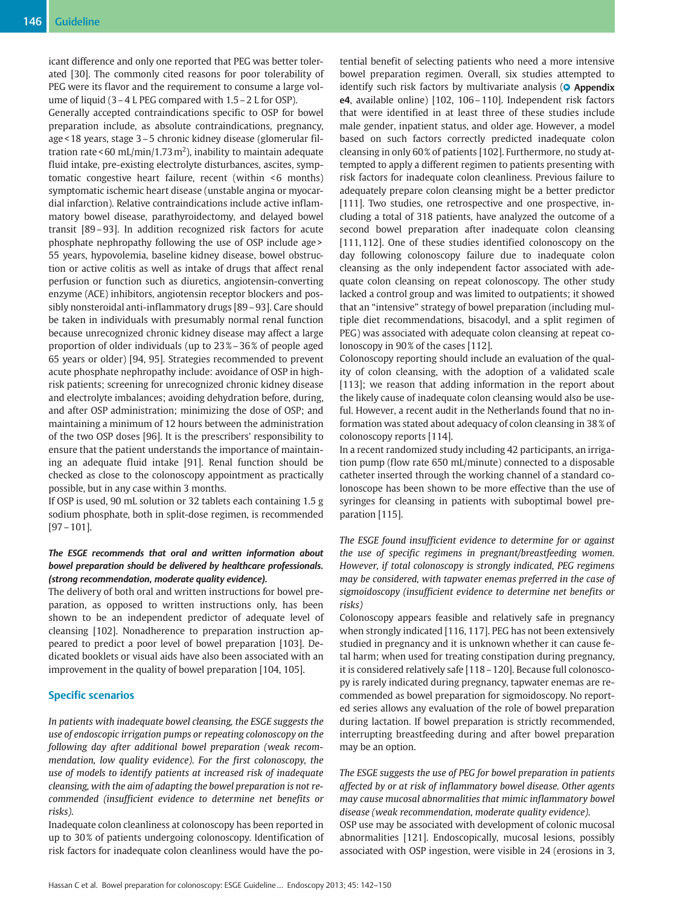icant difference and only one reported that PEG was better tolerated [30]. The commonly cited reasons for poor tolerability of PEG were its flavor and the requirement to consume a large volume of liquid (3 – 4 L PEG compared with 1.5 – 2 L for OSP).

Generally accepted contraindications specific to OSP for bowel preparation include, as absolute contraindications, pregnancy, age < 18 years, stage 3 – 5 chronic kidney disease (glomerular filtration rate < 60 mL/min/1.73 $m^2$), inability to maintain adequate fluid intake, pre-existing electrolyte disturbances, ascites, symptomatic congestive heart failure, recent (within < 6 months) symptomatic ischemic heart disease (unstable angina or myocardial infarction). Relative contraindications include active inflammatory bowel disease, parathyroidectomy, and delayed bowel transit [89 – 93]. In addition recognized risk factors for acute phosphate nephropathy following the use of OSP include age > 55 years, hypovolemia, baseline kidney disease, bowel obstruction or active colitis as well as intake of drugs that affect renal perfusion or function such as diuretics, angiotensin-converting enzyme (ACE) inhibitors, angiotensin receptor blockers and possibly nonsteroidal anti-inflammatory drugs [89 – 93]. Care should be taken in individuals with presumably normal renal function because unrecognized chronic kidney disease may affect a large proportion of older individuals (up to 23 % – 36 % of people aged 65 years or older) [94, 95]. Strategies recommended to prevent acute phosphate nephropathy include: avoidance of OSP in high-risk patients; screening for unrecognized chronic kidney disease and electrolyte imbalances; avoiding dehydration before, during, and after OSP administration; minimizing the dose of OSP; and maintaining a minimum of 12 hours between the administration of the two OSP doses [96]. It is the prescribers' responsibility to ensure that the patient understands the importance of maintaining an adequate fluid intake [91]. Renal function should be checked as close to the colonoscopy appointment as practically possible, but in any case within 3 months.

If OSP is used, 90 mL solution or 32 tablets each containing 1.5 g sodium phosphate, both in split-dose regimen, is recommended [97 – 101].

***The ESGE recommends that oral and written information about bowel preparation should be delivered by healthcare professionals. (strong recommendation, moderate quality evidence).***

The delivery of both oral and written instructions for bowel preparation, as opposed to written instructions only, has been shown to be an independent predictor of adequate level of cleansing [102]. Nonadherence to preparation instruction appeared to predict a poor level of bowel preparation [103]. Dedicated booklets or visual aids have also been associated with an improvement in the quality of bowel preparation [104, 105].

## Specific scenarios

*In patients with inadequate bowel cleansing, the ESGE suggests the use of endoscopic irrigation pumps or repeating colonoscopy on the following day after additional bowel preparation (weak recommendation, low quality evidence). For the first colonoscopy, the use of models to identify patients at increased risk of inadequate cleansing, with the aim of adapting the bowel preparation is not recommended (insufficient evidence to determine net benefits or risks).*

Inadequate colon cleanliness at colonoscopy has been reported in up to 30 % of patients undergoing colonoscopy. Identification of risk factors for inadequate colon cleanliness would have the potential benefit of selecting patients who need a more intensive bowel preparation regimen. Overall, six studies attempted to identify such risk factors by multivariate analysis (**Appendix e4**, available online) [102, 106 – 110]. Independent risk factors that were identified in at least three of these studies include male gender, inpatient status, and older age. However, a model based on such factors correctly predicted inadequate colon cleansing in only 60 % of patients [102]. Furthermore, no study attempted to apply a different regimen to patients presenting with risk factors for inadequate colon cleanliness. Previous failure to adequately prepare colon cleansing might be a better predictor [111]. Two studies, one retrospective and one prospective, including a total of 318 patients, have analyzed the outcome of a second bowel preparation after inadequate colon cleansing [111, 112]. One of these studies identified colonoscopy on the day following colonoscopy failure due to inadequate colon cleansing as the only independent factor associated with adequate colon cleansing on repeat colonoscopy. The other study lacked a control group and was limited to outpatients; it showed that an "intensive" strategy of bowel preparation (including multiple diet recommendations, bisacodyl, and a split regimen of PEG) was associated with adequate colon cleansing at repeat colonoscopy in 90 % of the cases [112].

Colonoscopy reporting should include an evaluation of the quality of colon cleansing, with the adoption of a validated scale [113]; we reason that adding information in the report about the likely cause of inadequate colon cleansing would also be useful. However, a recent audit in the Netherlands found that no information was stated about adequacy of colon cleansing in 38 % of colonoscopy reports [114].

In a recent randomized study including 42 participants, an irrigation pump (flow rate 650 mL/minute) connected to a disposable catheter inserted through the working channel of a standard colonoscope has been shown to be more effective than the use of syringes for cleansing in patients with suboptimal bowel preparation [115].

*The ESGE found insufficient evidence to determine for or against the use of specific regimens in pregnant/breastfeeding women. However, if total colonoscopy is strongly indicated, PEG regimens may be considered, with tapwater enemas preferred in the case of sigmoidoscopy (insufficient evidence to determine net benefits or risks)*

Colonoscopy appears feasible and relatively safe in pregnancy when strongly indicated [116, 117]. PEG has not been extensively studied in pregnancy and it is unknown whether it can cause fetal harm; when used for treating constipation during pregnancy, it is considered relatively safe [118 – 120]. Because full colonoscopy is rarely indicated during pregnancy, tapwater enemas are recommended as bowel preparation for sigmoidoscopy. No reported series allows any evaluation of the role of bowel preparation during lactation. If bowel preparation is strictly recommended, interrupting breastfeeding during and after bowel preparation may be an option.

*The ESGE suggests the use of PEG for bowel preparation in patients affected by or at risk of inflammatory bowel disease. Other agents may cause mucosal abnormalities that mimic inflammatory bowel disease (weak recommendation, moderate quality evidence).*

OSP use may be associated with development of colonic mucosal abnormalities [121]. Endoscopically, mucosal lesions, possibly associated with OSP ingestion, were visible in 24 (erosions in 3,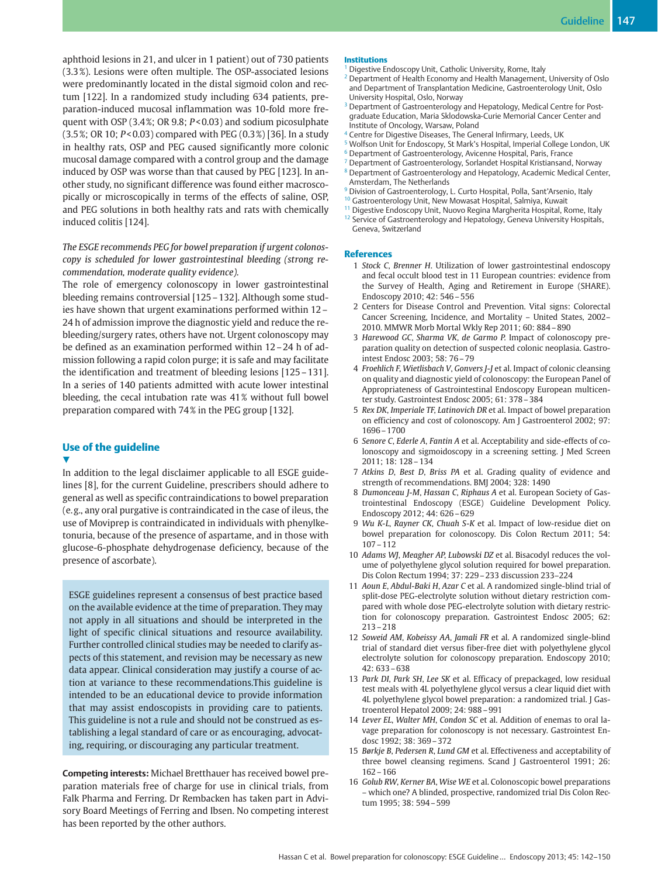aphthoid lesions in 21, and ulcer in 1 patient) out of 730 patients (3.3 %). Lesions were often multiple. The OSP-associated lesions were predominantly located in the distal sigmoid colon and rectum [122]. In a randomized study including 634 patients, preparation-induced mucosal inflammation was 10-fold more frequent with OSP (3.4 %; OR 9.8; $P < 0.03$) and sodium picosulphate (3.5 %; OR 10; $P < 0.03$) compared with PEG (0.3 %) [36]. In a study in healthy rats, OSP and PEG caused significantly more colonic mucosal damage compared with a control group and the damage induced by OSP was worse than that caused by PEG [123]. In another study, no significant difference was found either macroscopically or microscopically in terms of the effects of saline, OSP, and PEG solutions in both healthy rats and rats with chemically induced colitis [124].

*The ESGE recommends PEG for bowel preparation if urgent colonoscopy is scheduled for lower gastrointestinal bleeding (strong recommendation, moderate quality evidence).*

The role of emergency colonoscopy in lower gastrointestinal bleeding remains controversial [125 – 132]. Although some studies have shown that urgent examinations performed within 12 – 24 h of admission improve the diagnostic yield and reduce the rebleeding/surgery rates, others have not. Urgent colonoscopy may be defined as an examination performed within 12 – 24 h of admission following a rapid colon purge; it is safe and may facilitate the identification and treatment of bleeding lesions [125 – 131]. In a series of 140 patients admitted with acute lower intestinal bleeding, the cecal intubation rate was 41 % without full bowel preparation compared with 74 % in the PEG group [132].

## Use of the guideline

In addition to the legal disclaimer applicable to all ESGE guidelines [8], for the current Guideline, prescribers should adhere to general as well as specific contraindications to bowel preparation (e. g., any oral purgative is contraindicated in the case of ileus, the use of Moviprep is contraindicated in individuals with phenylketonuria, because of the presence of aspartame, and in those with glucose-6-phosphate dehydrogenase deficiency, because of the presence of ascorbate).

> ESGE guidelines represent a consensus of best practice based on the available evidence at the time of preparation. They may not apply in all situations and should be interpreted in the light of specific clinical situations and resource availability. Further controlled clinical studies may be needed to clarify aspects of this statement, and revision may be necessary as new data appear. Clinical consideration may justify a course of action at variance to these recommendations.This guideline is intended to be an educational device to provide information that may assist endoscopists in providing care to patients. This guideline is not a rule and should not be construed as establishing a legal standard of care or as encouraging, advocating, requiring, or discouraging any particular treatment.

**Competing interests:** Michael Bretthauer has received bowel preparation materials free of charge for use in clinical trials, from Falk Pharma and Ferring. Dr Rembacken has taken part in Advisory Board Meetings of Ferring and Ibsen. No competing interest has been reported by the other authors.

### Institutions

[1] Digestive Endoscopy Unit, Catholic University, Rome, Italy
[2] Department of Health Economy and Health Management, University of Oslo and Department of Transplantation Medicine, Gastroenterology Unit, Oslo University Hospital, Oslo, Norway
[3] Department of Gastroenterology and Hepatology, Medical Centre for Postgraduate Education, Maria Sklodowska-Curie Memorial Cancer Center and Institute of Oncology, Warsaw, Poland
[4] Centre for Digestive Diseases, The General Infirmary, Leeds, UK
[5] Wolfson Unit for Endoscopy, St Mark's Hospital, Imperial College London, UK
[6] Department of Gastroenterology, Avicenne Hospital, Paris, France
[7] Department of Gastroenterology, Sorlandet Hospital Kristiansand, Norway
[8] Department of Gastroenterology and Hepatology, Academic Medical Center, Amsterdam, The Netherlands
[9] Division of Gastroenterology, L. Curto Hospital, Polla, Sant'Arsenio, Italy
[10] Gastroenterology Unit, New Mowasat Hospital, Salmiya, Kuwait
[11] Digestive Endoscopy Unit, Nuovo Regina Margherita Hospital, Rome, Italy
[12] Service of Gastroenterology and Hepatology, Geneva University Hospitals, Geneva, Switzerland

### References

1. *Stock C, Brenner H.* Utilization of lower gastrointestinal endoscopy and fecal occult blood test in 11 European countries: evidence from the Survey of Health, Aging and Retirement in Europe (SHARE). Endoscopy 2010; 42: 546 – 556
2. Centers for Disease Control and Prevention. Vital signs: Colorectal Cancer Screening, Incidence, and Mortality – United States, 2002–2010. MMWR Morb Mortal Wkly Rep 2011; 60: 884 – 890
3. *Harewood GC, Sharma VK, de Garmo P.* Impact of colonoscopy preparation quality on detection of suspected colonic neoplasia. Gastrointest Endosc 2003; 58: 76 – 79
4. *Froehlich F, Wietlisbach V, Gonvers J-J* et al. Impact of colonic cleansing on quality and diagnostic yield of colonoscopy: the European Panel of Appropriateness of Gastrointestinal Endoscopy European multicenter study. Gastrointest Endosc 2005; 61: 378 – 384
5. *Rex DK, Imperiale TF, Latinovich DR* et al. Impact of bowel preparation on efficiency and cost of colonoscopy. Am J Gastroenterol 2002; 97: 1696 – 1700
6. *Senore C, Ederle A, Fantin A* et al. Acceptability and side-effects of colonoscopy and sigmoidoscopy in a screening setting. J Med Screen 2011; 18: 128 – 134
7. *Atkins D, Best D, Briss PA* et al. Grading quality of evidence and strength of recommendations. BMJ 2004; 328: 1490
8. *Dumonceau J-M, Hassan C, Riphaus A* et al. European Society of Gastrointestinal Endoscopy (ESGE) Guideline Development Policy. Endoscopy 2012; 44: 626 – 629
9. *Wu K-L, Rayner CK, Chuah S-K* et al. Impact of low-residue diet on bowel preparation for colonoscopy. Dis Colon Rectum 2011; 54: 107 – 112
10. *Adams WJ, Meagher AP, Lubowski DZ* et al. Bisacodyl reduces the volume of polyethylene glycol solution required for bowel preparation. Dis Colon Rectum 1994; 37: 229 – 233 discussion 233–224
11. *Aoun E, Abdul-Baki H, Azar C* et al. A randomized single-blind trial of split-dose PEG-electrolyte solution without dietary restriction compared with whole dose PEG-electrolyte solution with dietary restriction for colonoscopy preparation. Gastrointest Endosc 2005; 62: 213 – 218
12. *Soweid AM, Kobeissy AA, Jamali FR* et al. A randomized single-blind trial of standard diet versus fiber-free diet with polyethylene glycol electrolyte solution for colonoscopy preparation. Endoscopy 2010; 42: 633 – 638
13. *Park DI, Park SH, Lee SK* et al. Efficacy of prepackaged, low residual test meals with 4L polyethylene glycol versus a clear liquid diet with 4L polyethylene glycol bowel preparation: a randomized trial. J Gastroenterol Hepatol 2009; 24: 988 – 991
14. *Lever EL, Walter MH, Condon SC* et al. Addition of enemas to oral lavage preparation for colonoscopy is not necessary. Gastrointest Endosc 1992; 38: 369 – 372
15. *Børkje B, Pedersen R, Lund GM* et al. Effectiveness and acceptability of three bowel cleansing regimens. Scand J Gastroenterol 1991; 26: 162 – 166
16. *Golub RW, Kerner BA, Wise WE* et al. Colonoscopic bowel preparations – which one? A blinded, prospective, randomized trial Dis Colon Rectum 1995; 38: 594 – 599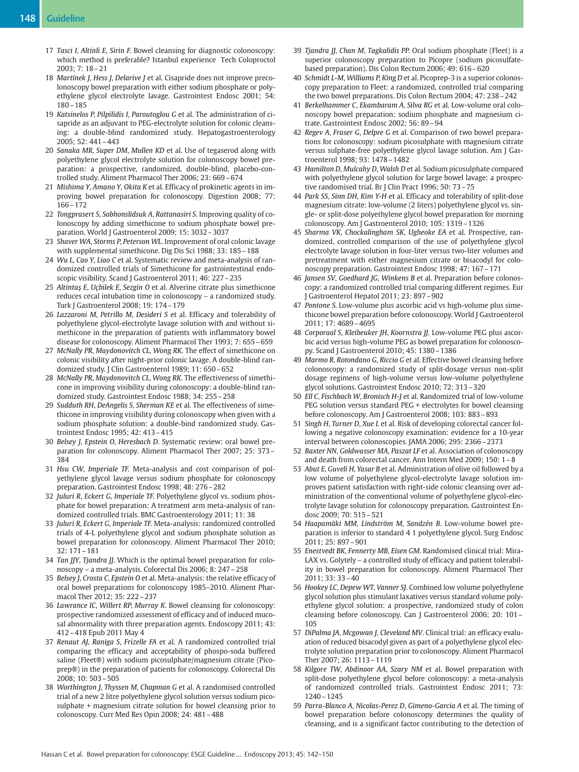17 *Tasci I, Altinli E, Sirin F.* Bowel cleansing for diagnostic colonoscopy: which method is preferable? Istanbul experience Tech Coloproctol 2003; 7: 18–21

18 *Martínek J, Hess J, Delarive J* et al. Cisapride does not improve precolonoscopy bowel preparation with either sodium phosphate or polyethylene glycol electrolyte lavage. Gastrointest Endosc 2001; 54: 180–185

19 *Katsinelos P, Pilpilidis I, Paroutoglou G* et al. The administration of cisapride as an adjuvant to PEG-electrolyte solution for colonic cleansing: a double-blind randomized study. Hepatogastroenterology 2005; 52: 441–443

20 *Sanaka MR, Super DM, Mullen KD* et al. Use of tegaserod along with polyethylene glycol electrolyte solution for colonoscopy bowel preparation: a prospective, randomized, double-blind, placebo-controlled study. Aliment Pharmacol Ther 2006; 23: 669–674

21 *Mishima Y, Amano Y, Okita K* et al. Efficacy of prokinetic agents in improving bowel preparation for colonoscopy. Digestion 2008; 77: 166–172

22 *Tongprasert S, Sobhonslidsuk A, Rattanasiri S.* Improving quality of colonoscopy by adding simethicone to sodium phosphate bowel preparation. World J Gastroenterol 2009; 15: 3032–3037

23 *Shaver WA, Storms P, Peterson WL.* Improvement of oral colonic lavage with supplemental simethicone. Dig Dis Sci 1988; 33: 185–188

24 *Wu L, Cao Y, Liao C* et al. Systematic review and meta-analysis of randomized controlled trials of Simethicone for gastrointestinal endoscopic visibility. Scand J Gastroenterol 2011; 46: 227–235

25 *Altintaş E, Uçbilek E, Sezgin O* et al. Alverine citrate plus simethicone reduces cecal intubation time in colonoscopy – a randomized study. Turk J Gastroenterol 2008; 19: 174–179

26 *Lazzaroni M, Petrillo M, Desideri S* et al. Efficacy and tolerability of polyethylene glycol-electrolyte lavage solution with and without simethicone in the preparation of patients with inflammatory bowel disease for colonoscopy. Aliment Pharmacol Ther 1993; 7: 655–659

27 *McNally PR, Maydonovitch CL, Wong RK.* The effect of simethicone on colonic visibility after night-prior colonic lavage. A double-blind randomized study. J Clin Gastroenterol 1989; 11: 650–652

28 *McNally PR, Maydonovitch CL, Wong RK.* The effectiveness of simethicone in improving visibility during colonoscopy: a double-blind randomized study. Gastrointest Endosc 1988; 34: 255–258

29 *Sudduth RH, DeAngelis S, Sherman KE* et al. The effectiveness of simethicone in improving visibility during colonoscopy when given with a sodium phosphate solution: a double-blind randomized study. Gastrointest Endosc 1995; 42: 413–415

30 *Belsey J, Epstein O, Heresbach D.* Systematic review: oral bowel preparation for colonoscopy. Aliment Pharmacol Ther 2007; 25: 373–384

31 *Hsu CW, Imperiale TF.* Meta-analysis and cost comparison of polyethylene glycol lavage versus sodium phosphate for colonoscopy preparation. Gastrointest Endosc 1998; 48: 276–282

32 *Juluri R, Eckert G, Imperiale TF.* Polyethylene glycol vs. sodium phosphate for bowel preparation: A treatment arm meta-analysis of randomized controlled trials. BMC Gastroenterology 2011; 11: 38

33 *Juluri R, Eckert G, Imperiale TF.* Meta-analysis: randomized controlled trials of 4-L polyethylene glycol and sodium phosphate solution as bowel preparation for colonoscopy. Aliment Pharmacol Ther 2010; 32: 171–181

34 *Tan JJY, Tjandra JJ.* Which is the optimal bowel preparation for colonoscopy – a meta-analysis. Colorectal Dis 2006; 8: 247–258

35 *Belsey J, Crosta C, Epstein O* et al. Meta-analysis: the relative efficacy of oral bowel preparations for colonoscopy 1985–2010. Aliment Pharmacol Ther 2012; 35: 222–237

36 *Lawrance IC, Willert RP, Murray K.* Bowel cleansing for colonoscopy: prospective randomized assessment of efficacy and of induced mucosal abnormality with three preparation agents. Endoscopy 2011; 43: 412–418 Epub 2011 May 4

37 *Renaut AJ, Raniga S, Frizelle FA* et al. A randomized controlled trial comparing the efficacy and acceptability of phospo-soda buffered saline (Fleet®) with sodium picosulphate/magnesium citrate (Picoprep®) in the preparation of patients for colonoscopy. Colorectal Dis 2008; 10: 503–505

38 *Worthington J, Thyssen M, Chapman G* et al. A randomised controlled trial of a new 2 litre polyethylene glycol solution versus sodium picosulphate + magnesium citrate solution for bowel cleansing prior to colonoscopy. Curr Med Res Opin 2008; 24: 481–488

39 *Tjandra JJ, Chan M, Tagkalidis PP.* Oral sodium phosphate (Fleet) is a superior colonoscopy preparation to Picopre (sodium picosulfate-based preparation). Dis Colon Rectum 2006; 49: 616–620

40 *Schmidt L-M, Williams P, King D* et al. Picoprep-3 is a superior colonoscopy preparation to Fleet: a randomized, controlled trial comparing the two bowel preparations. Dis Colon Rectum 2004; 47: 238–242

41 *Berkelhammer C, Ekambaram A, Silva RG* et al. Low-volume oral colonoscopy bowel preparation: sodium phosphate and magnesium citrate. Gastrointest Endosc 2002; 56: 89–94

42 *Regev A, Fraser G, Delpre G* et al. Comparison of two bowel preparations for colonoscopy: sodium picosulphate with magnesium citrate versus sulphate-free polyethylene glycol lavage solution. Am J Gastroenterol 1998; 93: 1478–1482

43 *Hamilton D, Mulcahy D, Walsh D* et al. Sodium picosulphate compared with polyethylene glycol solution for large bowel lavage: a prospective randomised trial. Br J Clin Pract 1996; 50: 73–75

44 *Park SS, Sinn DH, Kim Y-H* et al. Efficacy and tolerability of split-dose magnesium citrate: low-volume (2 liters) polyethylene glycol vs. single- or split-dose polyethylene glycol bowel preparation for morning colonoscopy. Am J Gastroenterol 2010; 105: 1319–1326

45 *Sharma VK, Chockalingham SK, Ugheoke EA* et al. Prospective, randomized, controlled comparison of the use of polyethylene glycol electrolyte lavage solution in four-liter versus two-liter volumes and pretreatment with either magnesium citrate or bisacodyl for colonoscopy preparation. Gastrointest Endosc 1998; 47: 167–171

46 *Jansen SV, Goedhard JG, Winkens B* et al. Preparation before colonoscopy: a randomized controlled trial comparing different regimes. Eur J Gastroenterol Hepatol 2011; 23: 897–902

47 *Pontone S.* Low-volume plus ascorbic acid vs high-volume plus simethicone bowel preparation before colonoscopy. World J Gastroenterol 2011; 17: 4689–4695

48 *Corporaal S, Kleibeuker JH, Koornstra JJ.* Low-volume PEG plus ascorbic acid versus high-volume PEG as bowel preparation for colonoscopy. Scand J Gastroenterol 2010; 45: 1380–1386

49 *Marmo R, Rotondano G, Riccio G* et al. Effective bowel cleansing before colonoscopy: a randomized study of split-dosage versus non-split dosage regimens of high-volume versus low-volume polyethylene glycol solutions. Gastrointest Endosc 2010; 72: 313–320

50 *Ell C, Fischbach W, Bronisch H-J* et al. Randomized trial of low-volume PEG solution versus standard PEG + electrolytes for bowel cleansing before colonoscopy. Am J Gastroenterol 2008; 103: 883–893

51 *Singh H, Turner D, Xue L* et al. Risk of developing colorectal cancer following a negative colonoscopy examination: evidence for a 10-year interval between colonoscopies. JAMA 2006; 295: 2366–2373

52 *Baxter NN, Goldwasser MA, Paszat LF* et al. Association of colonoscopy and death from colorectal cancer. Ann Intern Med 2009; 150: 1–8

53 *Abut E, Guveli H, Yasar B* et al. Administration of olive oil followed by a low volume of polyethylene glycol-electrolyte lavage solution improves patient satisfaction with right-side colonic cleansing over administration of the conventional volume of polyethylene glycol-electrolyte lavage solution for colonoscopy preparation. Gastrointest Endosc 2009; 70: 515–521

54 *Haapamäki MM, Lindström M, Sandzén B.* Low-volume bowel preparation is inferior to standard 4 1 polyethylene glycol. Surg Endosc 2011; 25: 897–901

55 *Enestvedt BK, Fennerty MB, Eisen GM.* Randomised clinical trial: MiraLAX vs. Golytely – a controlled study of efficacy and patient tolerability in bowel preparation for colonoscopy. Aliment Pharmacol Ther 2011; 33: 33–40

56 *Hookey LC, Depew WT, Vanner SJ.* Combined low volume polyethylene glycol solution plus stimulant laxatives versus standard volume polyethylene glycol solution: a prospective, randomized study of colon cleansing before colonoscopy. Can J Gastroenterol 2006; 20: 101–105

57 *DiPalma JA, Mcgowan J, Cleveland MV.* Clinical trial: an efficacy evaluation of reduced bisacodyl given as part of a polyethylene glycol electrolyte solution preparation prior to colonoscopy. Aliment Pharmacol Ther 2007; 26: 1113–1119

58 *Kilgore TW, Abdinoor AA, Szary NM* et al. Bowel preparation with split-dose polyethylene glycol before colonoscopy: a meta-analysis of randomized controlled trials. Gastrointest Endosc 2011; 73: 1240–1245

59 *Parra-Blanco A, Nicolas-Perez D, Gimeno-Garcia A* et al. The timing of bowel preparation before colonoscopy determines the quality of cleansing, and is a significant factor contributing to the detection of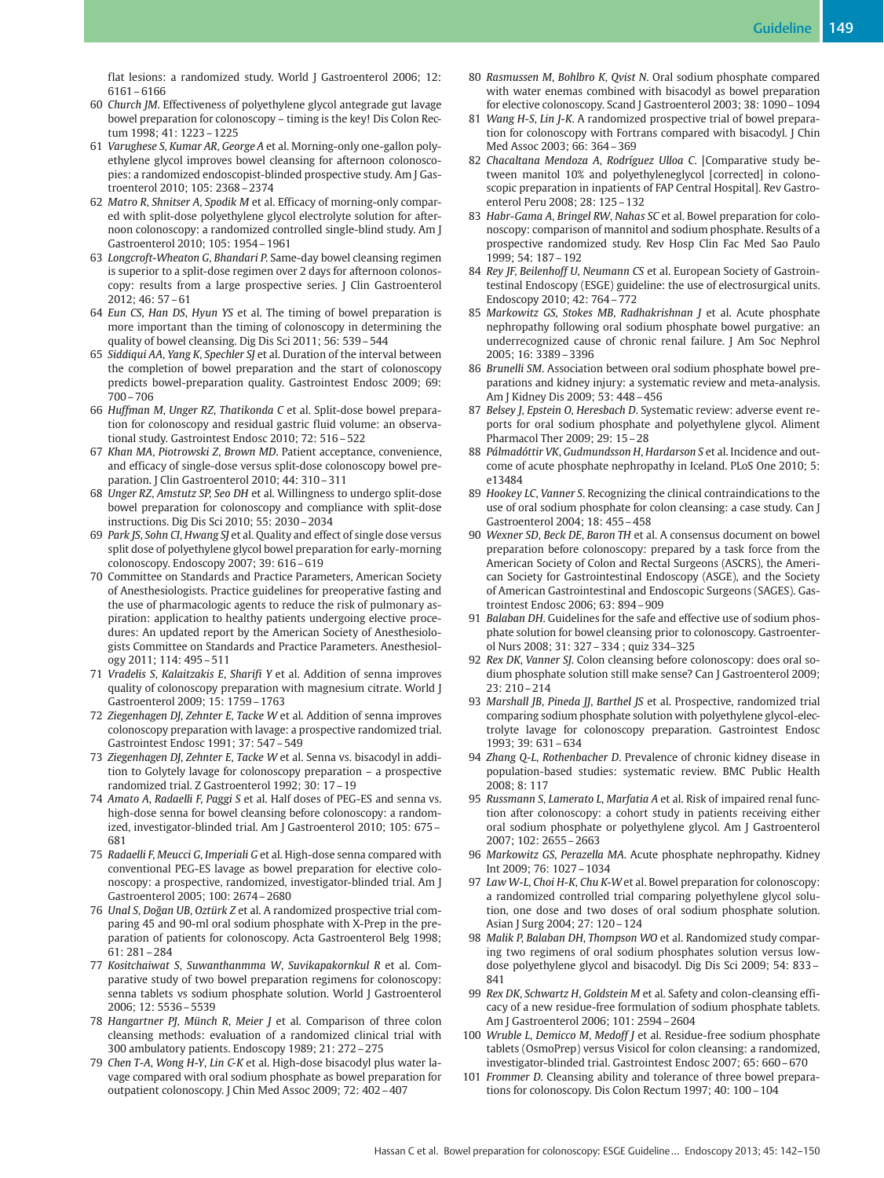flat lesions: a randomized study. World J Gastroenterol 2006; 12: 6161 – 6166

60 *Church JM*. Effectiveness of polyethylene glycol antegrade gut lavage bowel preparation for colonoscopy – timing is the key! Dis Colon Rectum 1998; 41: 1223 – 1225

61 *Varughese S*, *Kumar AR*, *George A* et al. Morning-only one-gallon polyethylene glycol improves bowel cleansing for afternoon colonoscopies: a randomized endoscopist-blinded prospective study. Am J Gastroenterol 2010; 105: 2368 – 2374

62 *Matro R*, *Shnitser A*, *Spodik M* et al. Efficacy of morning-only compared with split-dose polyethylene glycol electrolyte solution for afternoon colonoscopy: a randomized controlled single-blind study. Am J Gastroenterol 2010; 105: 1954 – 1961

63 *Longcroft-Wheaton G*, *Bhandari P*. Same-day bowel cleansing regimen is superior to a split-dose regimen over 2 days for afternoon colonoscopy: results from a large prospective series. J Clin Gastroenterol 2012; 46: 57 – 61

64 *Eun CS*, *Han DS*, *Hyun YS* et al. The timing of bowel preparation is more important than the timing of colonoscopy in determining the quality of bowel cleansing. Dig Dis Sci 2011; 56: 539 – 544

65 *Siddiqui AA*, *Yang K*, *Spechler SJ* et al. Duration of the interval between the completion of bowel preparation and the start of colonoscopy predicts bowel-preparation quality. Gastrointest Endosc 2009; 69: 700 – 706

66 *Huffman M*, *Unger RZ*, *Thatikonda C* et al. Split-dose bowel preparation for colonoscopy and residual gastric fluid volume: an observational study. Gastrointest Endosc 2010; 72: 516 – 522

67 *Khan MA*, *Piotrowski Z*, *Brown MD*. Patient acceptance, convenience, and efficacy of single-dose versus split-dose colonoscopy bowel preparation. J Clin Gastroenterol 2010; 44: 310 – 311

68 *Unger RZ*, *Amstutz SP*, *Seo DH* et al. Willingness to undergo split-dose bowel preparation for colonoscopy and compliance with split-dose instructions. Dig Dis Sci 2010; 55: 2030 – 2034

69 *Park JS*, *Sohn CI*, *Hwang SJ* et al. Quality and effect of single dose versus split dose of polyethylene glycol bowel preparation for early-morning colonoscopy. Endoscopy 2007; 39: 616 – 619

70 Committee on Standards and Practice Parameters, American Society of Anesthesiologists. Practice guidelines for preoperative fasting and the use of pharmacologic agents to reduce the risk of pulmonary aspiration: application to healthy patients undergoing elective procedures: An updated report by the American Society of Anesthesiologists Committee on Standards and Practice Parameters. Anesthesiology 2011; 114: 495 – 511

71 *Vradelis S*, *Kalaitzakis E*, *Sharifi Y* et al. Addition of senna improves quality of colonoscopy preparation with magnesium citrate. World J Gastroenterol 2009; 15: 1759 – 1763

72 *Ziegenhagen DJ*, *Zehnter E*, *Tacke W* et al. Addition of senna improves colonoscopy preparation with lavage: a prospective randomized trial. Gastrointest Endosc 1991; 37: 547 – 549

73 *Ziegenhagen DJ*, *Zehnter E*, *Tacke W* et al. Senna vs. bisacodyl in addition to Golytely lavage for colonoscopy preparation – a prospective randomized trial. Z Gastroenterol 1992; 30: 17 – 19

74 *Amato A*, *Radaelli F*, *Paggi S* et al. Half doses of PEG-ES and senna vs. high-dose senna for bowel cleansing before colonoscopy: a randomized, investigator-blinded trial. Am J Gastroenterol 2010; 105: 675 – 681

75 *Radaelli F*, *Meucci G*, *Imperiali G* et al. High-dose senna compared with conventional PEG-ES lavage as bowel preparation for elective colonoscopy: a prospective, randomized, investigator-blinded trial. Am J Gastroenterol 2005; 100: 2674 – 2680

76 *Unal S*, *Doğan UB*, *Oztürk Z* et al. A randomized prospective trial comparing 45 and 90-ml oral sodium phosphate with X-Prep in the preparation of patients for colonoscopy. Acta Gastroenterol Belg 1998; 61: 281 – 284

77 *Kositchaiwat S*, *Suwanthanmma W*, *Suvikapakornkul R* et al. Comparative study of two bowel preparation regimens for colonoscopy: senna tablets vs sodium phosphate solution. World J Gastroenterol 2006; 12: 5536 – 5539

78 *Hangartner PJ*, *Münch R*, *Meier J* et al. Comparison of three colon cleansing methods: evaluation of a randomized clinical trial with 300 ambulatory patients. Endoscopy 1989; 21: 272 – 275

79 *Chen T-A*, *Wong H-Y*, *Lin C-K* et al. High-dose bisacodyl plus water lavage compared with oral sodium phosphate as bowel preparation for outpatient colonoscopy. J Chin Med Assoc 2009; 72: 402 – 407

80 *Rasmussen M*, *Bohlbro K*, *Qvist N*. Oral sodium phosphate compared with water enemas combined with bisacodyl as bowel preparation for elective colonoscopy. Scand J Gastroenterol 2003; 38: 1090 – 1094

81 *Wang H-S*, *Lin J-K*. A randomized prospective trial of bowel preparation for colonoscopy with Fortrans compared with bisacodyl. J Chin Med Assoc 2003; 66: 364 – 369

82 *Chacaltana Mendoza A*, *Rodríguez Ulloa C*. [Comparative study between manitol 10% and polyethyleneglycol [corrected] in colonoscopic preparation in inpatients of FAP Central Hospital]. Rev Gastroenterol Peru 2008; 28: 125 – 132

83 *Habr-Gama A*, *Bringel RW*, *Nahas SC* et al. Bowel preparation for colonoscopy: comparison of mannitol and sodium phosphate. Results of a prospective randomized study. Rev Hosp Clin Fac Med Sao Paulo 1999; 54: 187 – 192

84 *Rey JF*, *Beilenhoff U*, *Neumann CS* et al. European Society of Gastrointestinal Endoscopy (ESGE) guideline: the use of electrosurgical units. Endoscopy 2010; 42: 764 – 772

85 *Markowitz GS*, *Stokes MB*, *Radhakrishnan J* et al. Acute phosphate nephropathy following oral sodium phosphate bowel purgative: an underrecognized cause of chronic renal failure. J Am Soc Nephrol 2005; 16: 3389 – 3396

86 *Brunelli SM*. Association between oral sodium phosphate bowel preparations and kidney injury: a systematic review and meta-analysis. Am J Kidney Dis 2009; 53: 448 – 456

87 *Belsey J*, *Epstein O*, *Heresbach D*. Systematic review: adverse event reports for oral sodium phosphate and polyethylene glycol. Aliment Pharmacol Ther 2009; 29: 15 – 28

88 *Pálmadóttir VK*, *Gudmundsson H*, *Hardarson S* et al. Incidence and outcome of acute phosphate nephropathy in Iceland. PLoS One 2010; 5: e13484

89 *Hookey LC*, *Vanner S*. Recognizing the clinical contraindications to the use of oral sodium phosphate for colon cleansing: a case study. Can J Gastroenterol 2004; 18: 455 – 458

90 *Wexner SD*, *Beck DE*, *Baron TH* et al. A consensus document on bowel preparation before colonoscopy: prepared by a task force from the American Society of Colon and Rectal Surgeons (ASCRS), the American Society for Gastrointestinal Endoscopy (ASGE), and the Society of American Gastrointestinal and Endoscopic Surgeons (SAGES). Gastrointest Endosc 2006; 63: 894 – 909

91 *Balaban DH*. Guidelines for the safe and effective use of sodium phosphate solution for bowel cleansing prior to colonoscopy. Gastroenterol Nurs 2008; 31: 327 – 334 ; quiz 334–325

92 *Rex DK*, *Vanner SJ*. Colon cleansing before colonoscopy: does oral sodium phosphate solution still make sense? Can J Gastroenterol 2009; 23: 210 – 214

93 *Marshall JB*, *Pineda JJ*, *Barthel JS* et al. Prospective, randomized trial comparing sodium phosphate solution with polyethylene glycol-electrolyte lavage for colonoscopy preparation. Gastrointest Endosc 1993; 39: 631 – 634

94 *Zhang Q-L*, *Rothenbacher D*. Prevalence of chronic kidney disease in population-based studies: systematic review. BMC Public Health 2008; 8: 117

95 *Russmann S*, *Lamerato L*, *Marfatia A* et al. Risk of impaired renal function after colonoscopy: a cohort study in patients receiving either oral sodium phosphate or polyethylene glycol. Am J Gastroenterol 2007; 102: 2655 – 2663

96 *Markowitz GS*, *Perazella MA*. Acute phosphate nephropathy. Kidney Int 2009; 76: 1027 – 1034

97 *Law W-L*, *Choi H-K*, *Chu K-W* et al. Bowel preparation for colonoscopy: a randomized controlled trial comparing polyethylene glycol solution, one dose and two doses of oral sodium phosphate solution. Asian J Surg 2004; 27: 120 – 124

98 *Malik P*, *Balaban DH*, *Thompson WO* et al. Randomized study comparing two regimens of oral sodium phosphates solution versus low-dose polyethylene glycol and bisacodyl. Dig Dis Sci 2009; 54: 833 – 841

99 *Rex DK*, *Schwartz H*, *Goldstein M* et al. Safety and colon-cleansing efficacy of a new residue-free formulation of sodium phosphate tablets. Am J Gastroenterol 2006; 101: 2594 – 2604

100 *Wruble L*, *Demicco M*, *Medoff J* et al. Residue-free sodium phosphate tablets (OsmoPrep) versus Visicol for colon cleansing: a randomized, investigator-blinded trial. Gastrointest Endosc 2007; 65: 660 – 670

101 *Frommer D*. Cleansing ability and tolerance of three bowel preparations for colonoscopy. Dis Colon Rectum 1997; 40: 100 – 104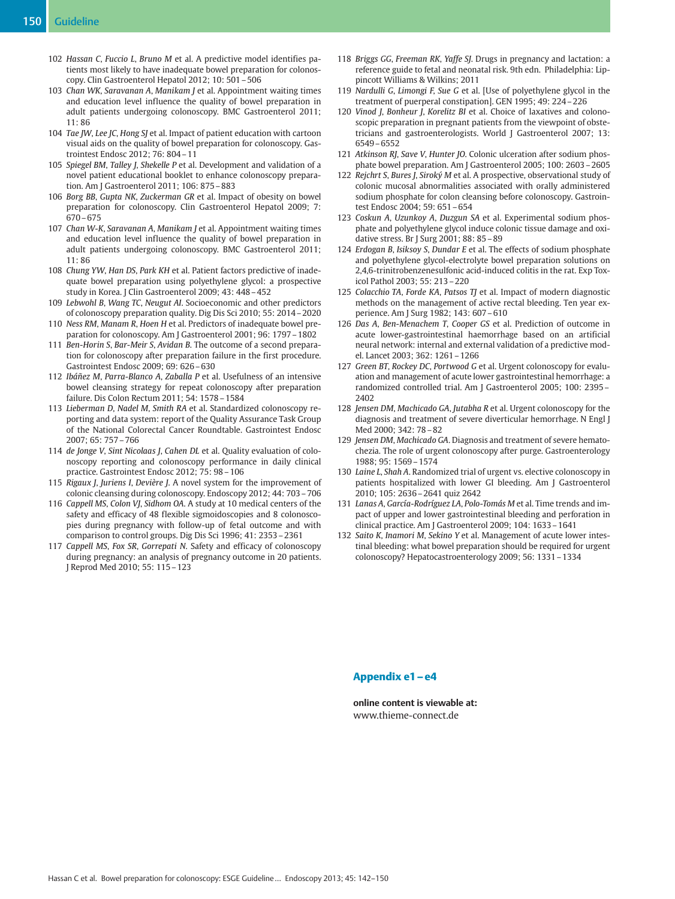102 *Hassan C, Fuccio L, Bruno M* et al. A predictive model identifies patients most likely to have inadequate bowel preparation for colonoscopy. Clin Gastroenterol Hepatol 2012; 10: 501 – 506

103 *Chan WK, Saravanan A, Manikam J* et al. Appointment waiting times and education level influence the quality of bowel preparation in adult patients undergoing colonoscopy. BMC Gastroenterol 2011; 11: 86

104 *Tae JW, Lee JC, Hong SJ* et al. Impact of patient education with cartoon visual aids on the quality of bowel preparation for colonoscopy. Gastrointest Endosc 2012; 76: 804 – 11

105 *Spiegel BM, Talley J, Shekelle P* et al. Development and validation of a novel patient educational booklet to enhance colonoscopy preparation. Am J Gastroenterol 2011; 106: 875 – 883

106 *Borg BB, Gupta NK, Zuckerman GR* et al. Impact of obesity on bowel preparation for colonoscopy. Clin Gastroenterol Hepatol 2009; 7: 670 – 675

107 *Chan W-K, Saravanan A, Manikam J* et al. Appointment waiting times and education level influence the quality of bowel preparation in adult patients undergoing colonoscopy. BMC Gastroenterol 2011; 11: 86

108 *Chung YW, Han DS, Park KH* et al. Patient factors predictive of inadequate bowel preparation using polyethylene glycol: a prospective study in Korea. J Clin Gastroenterol 2009; 43: 448 – 452

109 *Lebwohl B, Wang TC, Neugut AI.* Socioeconomic and other predictors of colonoscopy preparation quality. Dig Dis Sci 2010; 55: 2014 – 2020

110 *Ness RM, Manam R, Hoen H* et al. Predictors of inadequate bowel preparation for colonoscopy. Am J Gastroenterol 2001; 96: 1797 – 1802

111 *Ben-Horin S, Bar-Meir S, Avidan B.* The outcome of a second preparation for colonoscopy after preparation failure in the first procedure. Gastrointest Endosc 2009; 69: 626 – 630

112 *Ibáñez M, Parra-Blanco A, Zaballa P* et al. Usefulness of an intensive bowel cleansing strategy for repeat colonoscopy after preparation failure. Dis Colon Rectum 2011; 54: 1578 – 1584

113 *Lieberman D, Nadel M, Smith RA* et al. Standardized colonoscopy reporting and data system: report of the Quality Assurance Task Group of the National Colorectal Cancer Roundtable. Gastrointest Endosc 2007; 65: 757 – 766

114 *de Jonge V, Sint Nicolaas J, Cahen DL* et al. Quality evaluation of colonoscopy reporting and colonoscopy performance in daily clinical practice. Gastrointest Endosc 2012; 75: 98 – 106

115 *Rigaux J, Juriens I, Devière J.* A novel system for the improvement of colonic cleansing during colonoscopy. Endoscopy 2012; 44: 703 – 706

116 *Cappell MS, Colon VJ, Sidhom OA.* A study at 10 medical centers of the safety and efficacy of 48 flexible sigmoidoscopies and 8 colonoscopies during pregnancy with follow-up of fetal outcome and with comparison to control groups. Dig Dis Sci 1996; 41: 2353 – 2361

117 *Cappell MS, Fox SR, Gorrepati N.* Safety and efficacy of colonoscopy during pregnancy: an analysis of pregnancy outcome in 20 patients. J Reprod Med 2010; 55: 115 – 123

118 *Briggs GG, Freeman RK, Yaffe SJ.* Drugs in pregnancy and lactation: a reference guide to fetal and neonatal risk. 9th edn. Philadelphia: Lippincott Williams & Wilkins; 2011

119 *Nardulli G, Limongi F, Sue G* et al. [Use of polyethylene glycol in the treatment of puerperal constipation]. GEN 1995; 49: 224 – 226

120 *Vinod J, Bonheur J, Korelitz BI* et al. Choice of laxatives and colonoscopic preparation in pregnant patients from the viewpoint of obstetricians and gastroenterologists. World J Gastroenterol 2007; 13: 6549 – 6552

121 *Atkinson RJ, Save V, Hunter JO.* Colonic ulceration after sodium phosphate bowel preparation. Am J Gastroenterol 2005; 100: 2603 – 2605

122 *Rejchrt S, Bures J, Siroký M* et al. A prospective, observational study of colonic mucosal abnormalities associated with orally administered sodium phosphate for colon cleansing before colonoscopy. Gastrointest Endosc 2004; 59: 651 – 654

123 *Coskun A, Uzunkoy A, Duzgun SA* et al. Experimental sodium phosphate and polyethylene glycol induce colonic tissue damage and oxidative stress. Br J Surg 2001; 88: 85 – 89

124 *Erdogan B, Isiksoy S, Dundar E* et al. The effects of sodium phosphate and polyethylene glycol-electrolyte bowel preparation solutions on 2,4,6-trinitrobenzenesulfonic acid-induced colitis in the rat. Exp Toxicol Pathol 2003; 55: 213 – 220

125 *Colacchio TA, Forde KA, Patsos TJ* et al. Impact of modern diagnostic methods on the management of active rectal bleeding. Ten year experience. Am J Surg 1982; 143: 607 – 610

126 *Das A, Ben-Menachem T, Cooper GS* et al. Prediction of outcome in acute lower-gastrointestinal haemorrhage based on an artificial neural network: internal and external validation of a predictive model. Lancet 2003; 362: 1261 – 1266

127 *Green BT, Rockey DC, Portwood G* et al. Urgent colonoscopy for evaluation and management of acute lower gastrointestinal hemorrhage: a randomized controlled trial. Am J Gastroenterol 2005; 100: 2395 – 2402

128 *Jensen DM, Machicado GA, Jutabha R* et al. Urgent colonoscopy for the diagnosis and treatment of severe diverticular hemorrhage. N Engl J Med 2000; 342: 78 – 82

129 *Jensen DM, Machicado GA.* Diagnosis and treatment of severe hematochezia. The role of urgent colonoscopy after purge. Gastroenterology 1988; 95: 1569 – 1574

130 *Laine L, Shah A.* Randomized trial of urgent vs. elective colonoscopy in patients hospitalized with lower GI bleeding. Am J Gastroenterol 2010; 105: 2636 – 2641 quiz 2642

131 *Lanas A, García-Rodríguez LA, Polo-Tomás M* et al. Time trends and impact of upper and lower gastrointestinal bleeding and perforation in clinical practice. Am J Gastroenterol 2009; 104: 1633 – 1641

132 *Saito K, Inamori M, Sekino Y* et al. Management of acute lower intestinal bleeding: what bowel preparation should be required for urgent colonoscopy? Hepatocastroenterology 2009; 56: 1331 – 1334

## Appendix e1 – e4

**online content is viewable at:**
www.thieme-connect.de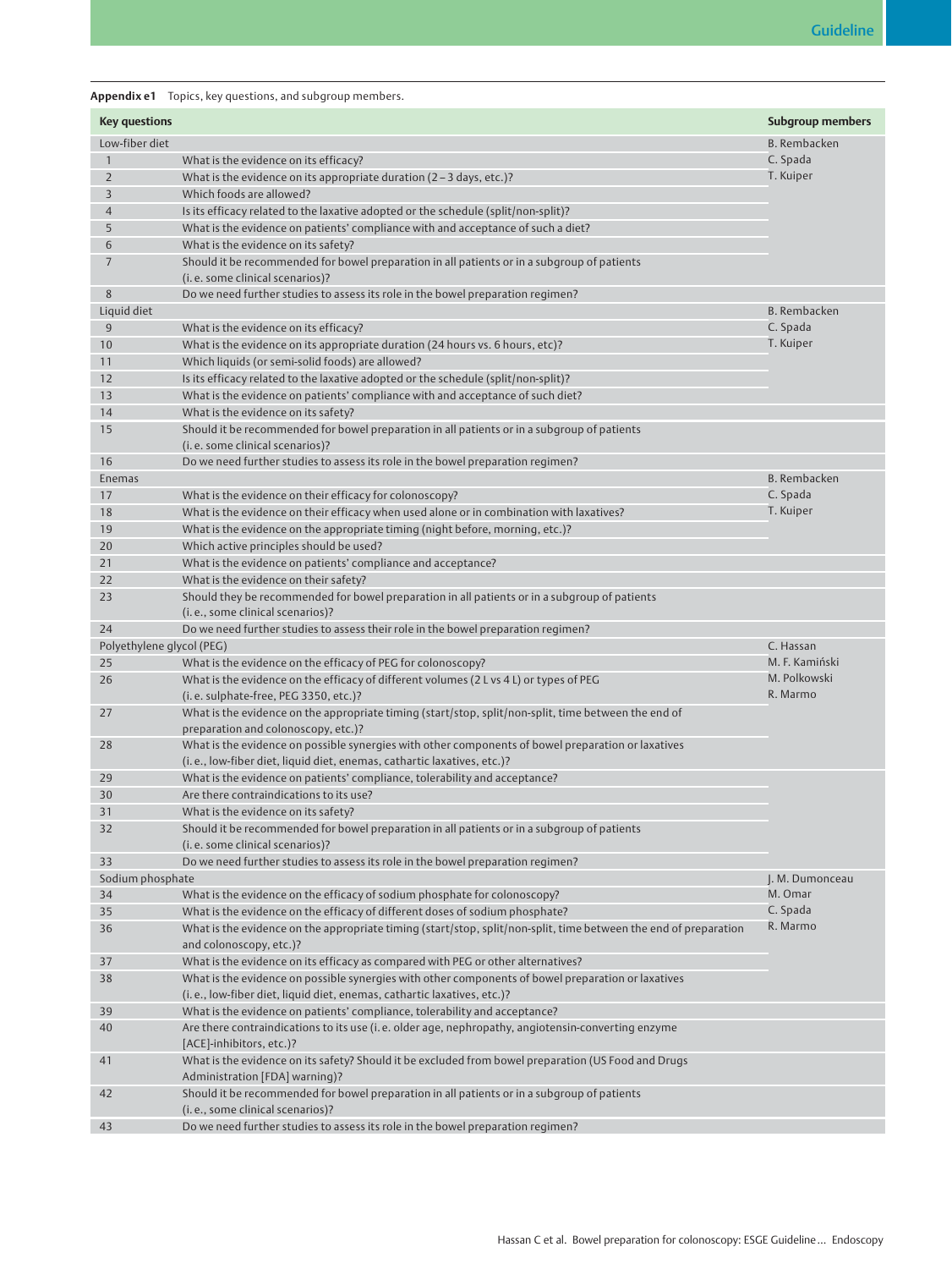**Appendix e1** Topics, key questions, and subgroup members.

| Key questions | | Subgroup members |
|---|---|---|
| Low-fiber diet | | B. Rembacken<br>C. Spada<br>T. Kuiper |
| 1 | What is the evidence on its efficacy? | |
| 2 | What is the evidence on its appropriate duration (2 – 3 days, etc.)? | |
| 3 | Which foods are allowed? | |
| 4 | Is its efficacy related to the laxative adopted or the schedule (split/non-split)? | |
| 5 | What is the evidence on patients' compliance with and acceptance of such a diet? | |
| 6 | What is the evidence on its safety? | |
| 7 | Should it be recommended for bowel preparation in all patients or in a subgroup of patients (i. e. some clinical scenarios)? | |
| 8 | Do we need further studies to assess its role in the bowel preparation regimen? | |
| Liquid diet | | B. Rembacken<br>C. Spada<br>T. Kuiper |
| 9 | What is the evidence on its efficacy? | |
| 10 | What is the evidence on its appropriate duration (24 hours vs. 6 hours, etc)? | |
| 11 | Which liquids (or semi-solid foods) are allowed? | |
| 12 | Is its efficacy related to the laxative adopted or the schedule (split/non-split)? | |
| 13 | What is the evidence on patients' compliance with and acceptance of such diet? | |
| 14 | What is the evidence on its safety? | |
| 15 | Should it be recommended for bowel preparation in all patients or in a subgroup of patients (i. e. some clinical scenarios)? | |
| 16 | Do we need further studies to assess its role in the bowel preparation regimen? | |
| Enemas | | B. Rembacken<br>C. Spada<br>T. Kuiper |
| 17 | What is the evidence on their efficacy for colonoscopy? | |
| 18 | What is the evidence on their efficacy when used alone or in combination with laxatives? | |
| 19 | What is the evidence on the appropriate timing (night before, morning, etc.)? | |
| 20 | Which active principles should be used? | |
| 21 | What is the evidence on patients' compliance and acceptance? | |
| 22 | What is the evidence on their safety? | |
| 23 | Should they be recommended for bowel preparation in all patients or in a subgroup of patients (i. e., some clinical scenarios)? | |
| 24 | Do we need further studies to assess their role in the bowel preparation regimen? | |
| Polyethylene glycol (PEG) | | C. Hassan<br>M. F. Kamiński<br>M. Polkowski<br>R. Marmo |
| 25 | What is the evidence on the efficacy of PEG for colonoscopy? | |
| 26 | What is the evidence on the efficacy of different volumes (2 L vs 4 L) or types of PEG (i. e. sulphate-free, PEG 3350, etc.)? | |
| 27 | What is the evidence on the appropriate timing (start/stop, split/non-split, time between the end of preparation and colonoscopy, etc.)? | |
| 28 | What is the evidence on possible synergies with other components of bowel preparation or laxatives (i. e., low-fiber diet, liquid diet, enemas, cathartic laxatives, etc.)? | |
| 29 | What is the evidence on patients' compliance, tolerability and acceptance? | |
| 30 | Are there contraindications to its use? | |
| 31 | What is the evidence on its safety? | |
| 32 | Should it be recommended for bowel preparation in all patients or in a subgroup of patients (i. e. some clinical scenarios)? | |
| 33 | Do we need further studies to assess its role in the bowel preparation regimen? | |
| Sodium phosphate | | J. M. Dumonceau<br>M. Omar<br>C. Spada<br>R. Marmo |
| 34 | What is the evidence on the efficacy of sodium phosphate for colonoscopy? | |
| 35 | What is the evidence on the efficacy of different doses of sodium phosphate? | |
| 36 | What is the evidence on the appropriate timing (start/stop, split/non-split, time between the end of preparation and colonoscopy, etc.)? | |
| 37 | What is the evidence on its efficacy as compared with PEG or other alternatives? | |
| 38 | What is the evidence on possible synergies with other components of bowel preparation or laxatives (i. e., low-fiber diet, liquid diet, enemas, cathartic laxatives, etc.)? | |
| 39 | What is the evidence on patients' compliance, tolerability and acceptance? | |
| 40 | Are there contraindications to its use (i. e. older age, nephropathy, angiotensin-converting enzyme [ACE]-inhibitors, etc.)? | |
| 41 | What is the evidence on its safety? Should it be excluded from bowel preparation (US Food and Drugs Administration [FDA] warning)? | |
| 42 | Should it be recommended for bowel preparation in all patients or in a subgroup of patients (i. e., some clinical scenarios)? | |
| 43 | Do we need further studies to assess its role in the bowel preparation regimen? | |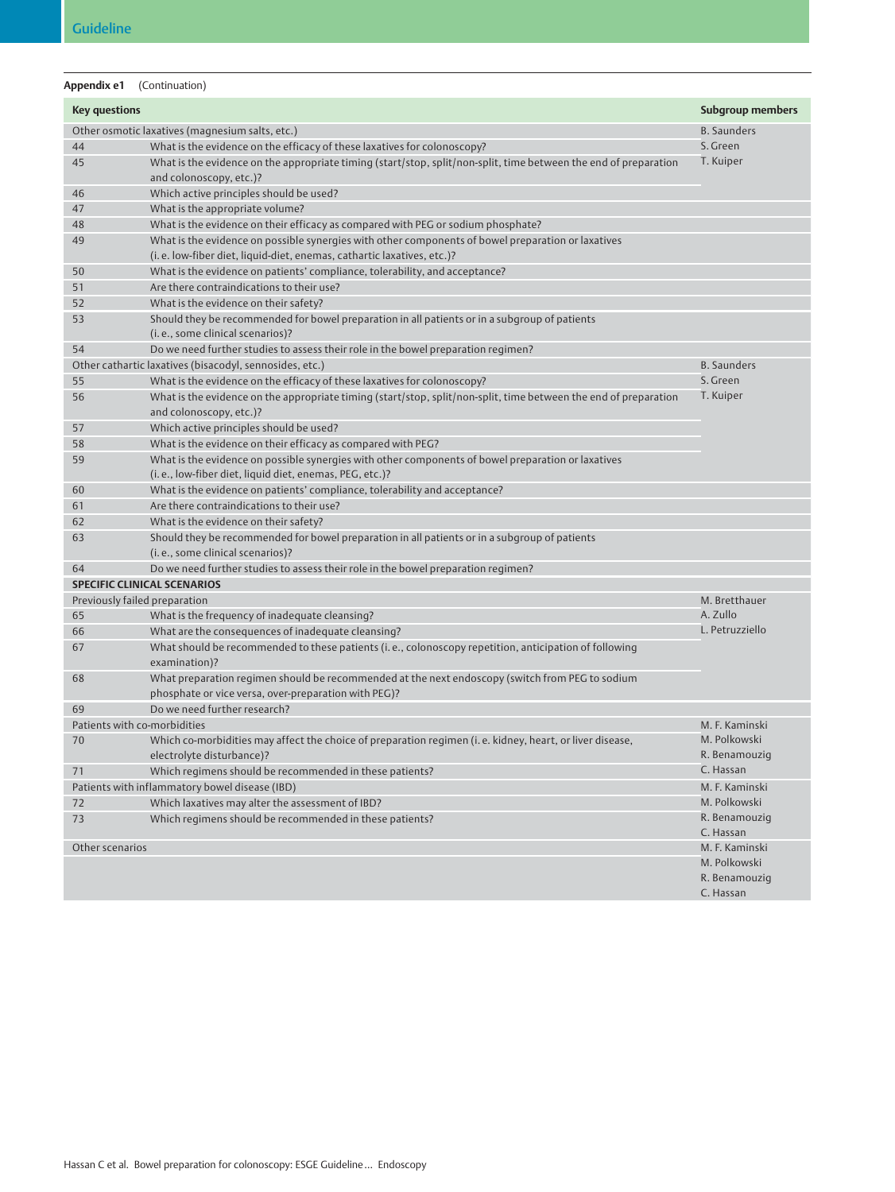**Appendix e1** (Continuation)

| Key questions | | Subgroup members |
|---|---|---|
| Other osmotic laxatives (magnesium salts, etc.) | | B. Saunders<br>S. Green<br>T. Kuiper |
| 44 | What is the evidence on the efficacy of these laxatives for colonoscopy? | |
| 45 | What is the evidence on the appropriate timing (start/stop, split/non-split, time between the end of preparation and colonoscopy, etc.)? | |
| 46 | Which active principles should be used? | |
| 47 | What is the appropriate volume? | |
| 48 | What is the evidence on their efficacy as compared with PEG or sodium phosphate? | |
| 49 | What is the evidence on possible synergies with other components of bowel preparation or laxatives (i. e. low-fiber diet, liquid-diet, enemas, cathartic laxatives, etc.)? | |
| 50 | What is the evidence on patients' compliance, tolerability, and acceptance? | |
| 51 | Are there contraindications to their use? | |
| 52 | What is the evidence on their safety? | |
| 53 | Should they be recommended for bowel preparation in all patients or in a subgroup of patients (i. e., some clinical scenarios)? | |
| 54 | Do we need further studies to assess their role in the bowel preparation regimen? | |
| Other cathartic laxatives (bisacodyl, sennosides, etc.) | | B. Saunders<br>S. Green<br>T. Kuiper |
| 55 | What is the evidence on the efficacy of these laxatives for colonoscopy? | |
| 56 | What is the evidence on the appropriate timing (start/stop, split/non-split, time between the end of preparation and colonoscopy, etc.)? | |
| 57 | Which active principles should be used? | |
| 58 | What is the evidence on their efficacy as compared with PEG? | |
| 59 | What is the evidence on possible synergies with other components of bowel preparation or laxatives (i. e., low-fiber diet, liquid diet, enemas, PEG, etc.)? | |
| 60 | What is the evidence on patients' compliance, tolerability and acceptance? | |
| 61 | Are there contraindications to their use? | |
| 62 | What is the evidence on their safety? | |
| 63 | Should they be recommended for bowel preparation in all patients or in a subgroup of patients (i. e., some clinical scenarios)? | |
| 64 | Do we need further studies to assess their role in the bowel preparation regimen? | |
| **SPECIFIC CLINICAL SCENARIOS** | | |
| Previously failed preparation | | M. Bretthauer<br>A. Zullo<br>L. Petruzziello |
| 65 | What is the frequency of inadequate cleansing? | |
| 66 | What are the consequences of inadequate cleansing? | |
| 67 | What should be recommended to these patients (i. e., colonoscopy repetition, anticipation of following examination)? | |
| 68 | What preparation regimen should be recommended at the next endoscopy (switch from PEG to sodium phosphate or vice versa, over-preparation with PEG)? | |
| 69 | Do we need further research? | |
| Patients with co-morbidities | | M. F. Kaminski<br>M. Polkowski<br>R. Benamouzig<br>C. Hassan |
| 70 | Which co-morbidities may affect the choice of preparation regimen (i. e. kidney, heart, or liver disease, electrolyte disturbance)? | |
| 71 | Which regimens should be recommended in these patients? | |
| Patients with inflammatory bowel disease (IBD) | | M. F. Kaminski<br>M. Polkowski<br>R. Benamouzig<br>C. Hassan |
| 72 | Which laxatives may alter the assessment of IBD? | |
| 73 | Which regimens should be recommended in these patients? | |
| Other scenarios | | M. F. Kaminski<br>M. Polkowski<br>R. Benamouzig<br>C. Hassan |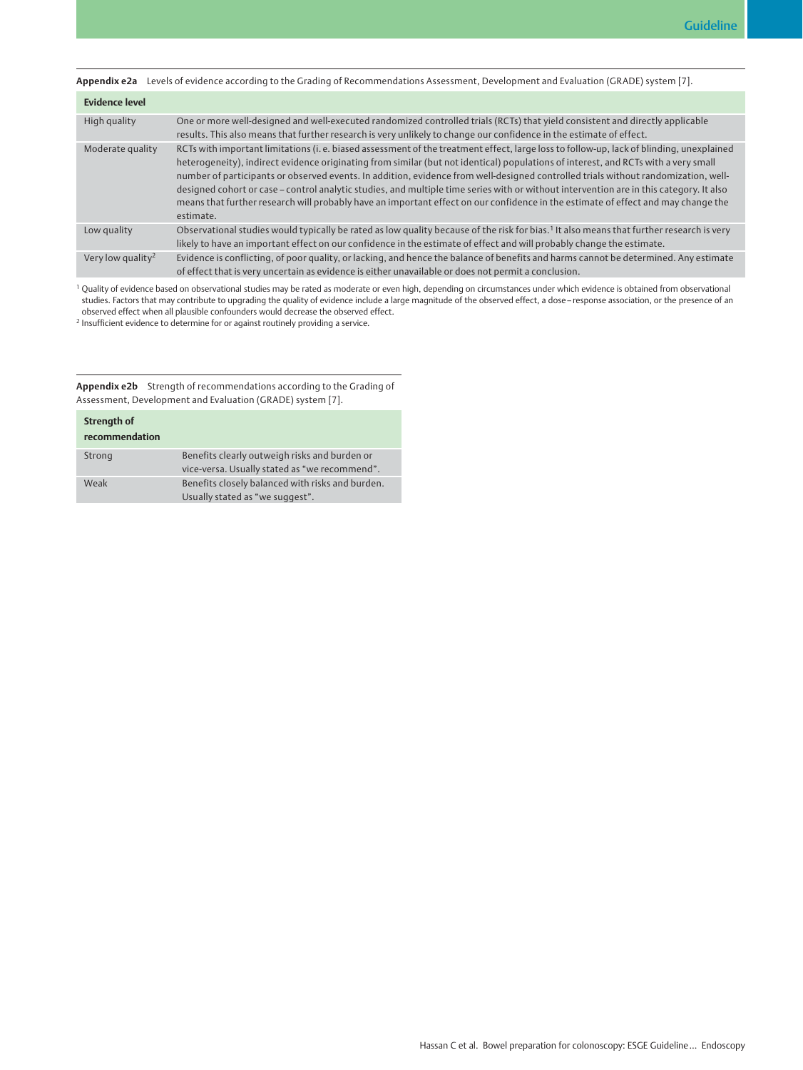**Appendix e2a** Levels of evidence according to the Grading of Recommendations Assessment, Development and Evaluation (GRADE) system [7].

| Evidence level | |
|---|---|
| High quality | One or more well-designed and well-executed randomized controlled trials (RCTs) that yield consistent and directly applicable results. This also means that further research is very unlikely to change our confidence in the estimate of effect. |
| Moderate quality | RCTs with important limitations (i. e. biased assessment of the treatment effect, large loss to follow-up, lack of blinding, unexplained heterogeneity), indirect evidence originating from similar (but not identical) populations of interest, and RCTs with a very small number of participants or observed events. In addition, evidence from well-designed controlled trials without randomization, well-designed cohort or case–control analytic studies, and multiple time series with or without intervention are in this category. It also means that further research will probably have an important effect on our confidence in the estimate of effect and may change the estimate. |
| Low quality | Observational studies would typically be rated as low quality because of the risk for bias.[1] It also means that further research is very likely to have an important effect on our confidence in the estimate of effect and will probably change the estimate. |
| Very low quality[2] | Evidence is conflicting, of poor quality, or lacking, and hence the balance of benefits and harms cannot be determined. Any estimate of effect that is very uncertain as evidence is either unavailable or does not permit a conclusion. |

[1] Quality of evidence based on observational studies may be rated as moderate or even high, depending on circumstances under which evidence is obtained from observational studies. Factors that may contribute to upgrading the quality of evidence include a large magnitude of the observed effect, a dose–response association, or the presence of an observed effect when all plausible confounders would decrease the observed effect.

[2] Insufficient evidence to determine for or against routinely providing a service.

**Appendix e2b** Strength of recommendations according to the Grading of Assessment, Development and Evaluation (GRADE) system [7].

| Strength of recommendation | |
|---|---|
| Strong | Benefits clearly outweigh risks and burden or vice-versa. Usually stated as "we recommend". |
| Weak | Benefits closely balanced with risks and burden. Usually stated as "we suggest". |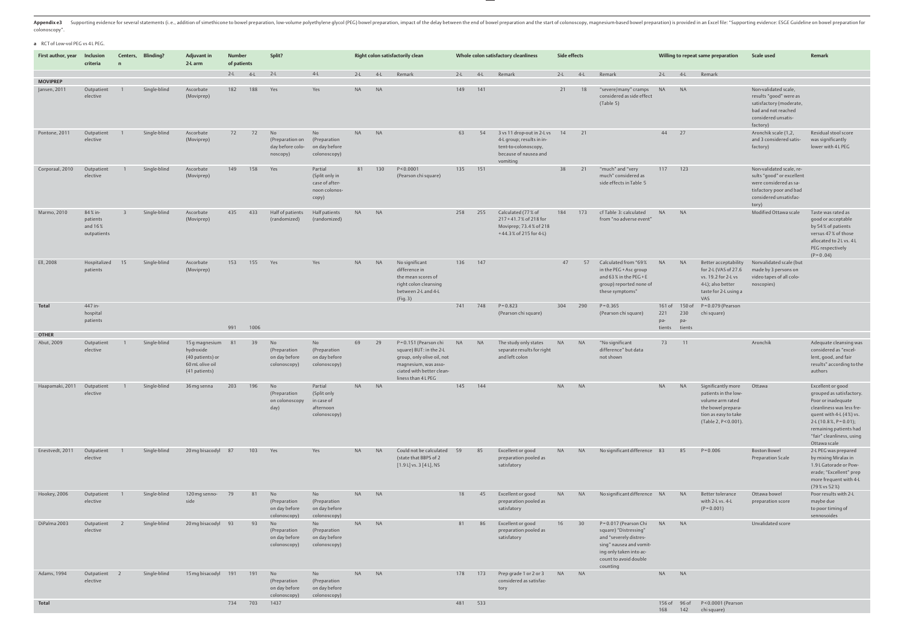**Appendix e3** Supporting evidence for several statements (i.e., addition of simethicone to bowel preparation, low-volume polyethylene glycol (PEG) bowel preparation, impact of the delay between the end of bowel preparation and the start of colonoscopy, magnesium-based bowel preparation) is provided in an Excel file: "Supporting evidence: ESGE Guideline on bowel preparation for colonoscopy".

**a** RCT of Low-vol PEG vs 4 L PEG.

| First author, year | Inclusion criteria | Centers, n | Blinding? | Adjuvant in 2-L arm | Number of patients | | Split? | | Right colon satisfactorily clean | | | Whole colon satisfactory cleanliness | | | Side effects | | | Willing to repeat same preparation | | | Scale used | Remark |
|---|---|---|---|---|---|---|---|---|---|---|---|---|---|---|---|---|---|---|---|---|---|---|
| | | | | | 2-L | 4-L | 2-L | 4-L | 2-L | 4-L | Remark | 2-L | 4-L | Remark | 2-L | 4-L | Remark | 2-L | 4-L | Remark | | |
| **MOVIPREP** | | | | | | | | | | | | | | | | | | | | | | |
| Jansen, 2011 | Outpatient elective | 1 | Single-blind | Ascorbate (Moviprep) | 182 | 188 | Yes | Yes | NA | NA | | 149 | 141 | | 21 | 18 | "severe/many" cramps considered as side effect (Table 5) | NA | NA | | Non-validated scale, results "good" were as satisfactory (moderate, bad and not reached considered unsatisfactory) | |
| Pontone, 2011 | Outpatient elective | 1 | Single-blind | Ascorbate (Moviprep) | 72 | 72 | No (Preparation on day before colonoscopy) | No (Preparation on day before colonoscopy) | NA | NA | | 63 | 54 | 3 vs 11 drop-out in 2-L vs 4-L group; results in intent-to-colonoscopy, because of nausea and vomiting | 14 | 21 | | 44 | 27 | | Aronchik scale (1, 2, and 3 considered satisfactory) | Residual stool score was significantly lower with 4 L PEG |
| Corporaal, 2010 | Outpatient elective | 1 | Single-blind | Ascorbate (Moviprep) | 149 | 158 | Yes | Partial (Split only in case of afternoon colonoscopy) | 81 | 130 | P < 0.0001 (Pearson chi square) | 135 | 151 | | 38 | 21 | "much" and "very much" considered as side effects in Table 5 | 117 | 123 | | Non-validated scale, results "good" or excellent were considered as satisfactory poor and bad considered unsatisfactory) | |
| Marmo, 2010 | 84 % inpatients and 16 % outpatients | 3 | Single-blind | Ascorbate (Moviprep) | 435 | 433 | Half of patients (randomized) | Half patients (randomized) | NA | NA | | 258 | 255 | Calculated (77 % of 217 + 41.7 % of 218 for Moviprep; 73.4 % of 218 + 44.3 % of 215 for 4-L) | 184 | 173 | cf Table 3: calculated from "no adverse event" | NA | NA | | Modified Ottawa scale | Taste was rated as good or acceptable by 54 % of patients versus 47 % of those allocated to 2 L vs. 4 L PEG respectively (P = 0 .04) |
| Ell, 2008 | Hospitalized patients | 15 | Single-blind | Ascorbate (Moviprep) | 153 | 155 | Yes | Yes | NA | NA | No significant difference in the mean scores of right colon cleansing between 2-L and 4-L (Fig. 3) | 136 | 147 | | 47 | 57 | Calculated from "69 % in the PEG + Asc group and 63 % in the PEG + E group) reported none of these symptoms" | NA | NA | Better acceptability for 2-L (VAS of 27.6 vs. 19.2 for 2-L vs 4-L); also better taste for 2-L using a VAS | Nonvalidated scale (but made by 3 persons on video tapes of all colonoscopies) | |
| **Total** | 447 inhospital patients | | | | 991 | 1006 | | | | | | 741 | 748 | P = 0.823 (Pearson chi square) | 304 | 290 | P = 0.365 (Pearson chi square) | 161 of 221 patients | 150 of 230 patients | P = 0.079 (Pearson chi square) | | |
| **OTHER** | | | | | | | | | | | | | | | | | | | | | | |
| Abut, 2009 | Outpatient elective | 1 | Single-blind | 15 g magnesium hydroxide (40 patients) or 60 mL olive oil (41 patients) | 81 | 39 | No (Preparation on day before colonoscopy) | No (Preparation on day before colonoscopy) | 69 | 29 | P = 0.151 (Pearson chi square) BUT: in the 2-L group, only olive oil, not magnesium, was associated with better cleanliness than 4 L PEG | NA | NA | The study only states separate results for right and left colon | NA | NA | "No significant difference" but data not shown | 73 | 11 | | Aronchik | Adequate cleansing was considered as "excellent, good, and fair results" according to the authors |
| Haapamaki, 2011 | Outpatient elective | 1 | Single-blind | 36 mg senna | 203 | 196 | No (Preparation on colonoscopy day) | Partial (Split only in case of afternoon colonoscopy) | NA | NA | | 145 | 144 | | NA | NA | | NA | NA | Significantly more patients in the low-volume arm rated the bowel preparation as easy to take (Table 2, P < 0.001). | Ottawa | Excellent or good grouped as satisfactory. Poor or inadequate cleanliness was less frequent with 4-L (4 %) vs. 2-L (10.8 %, P = 0.01); remaining patients had "fair" cleanliness, using Ottawa scale |
| Enestvedt, 2011 | Outpatient elective | 1 | Single-blind | 20 mg bisacodyl | 87 | 103 | Yes | Yes | NA | NA | Could not be calculated (state that BBPS of 2 [1.9 L] vs. 3 [4 L], NS | 59 | 85 | Excellent or good preparation pooled as satisfactory | NA | NA | No significant difference | 83 | 85 | P = 0.006 | Boston Bowel Preparation Scale | 2-L PEG was prepared by mixing Miralax in 1.9 L Gatorade or Powerade; "Excellent" prep more frequent with 4-L (79 % vs 52 %) |
| Hookey, 2006 | Outpatient elective | 1 | Single-blind | 120 mg sennoside | 79 | 81 | No (Preparation on day before colonoscopy) | No (Preparation on day before colonoscopy) | NA | NA | | 18 | 45 | Excellent or good preparation pooled as satisfactory | NA | NA | No significant difference | NA | NA | Better tolerance with 2-L vs. 4-L (P = 0.001) | Ottawa bowel preparation score | Poor results with 2-L maybe due to poor timing of sennosoides |
| DiPalma 2003 | Outpatient elective | 2 | Single-blind | 20 mg bisacodyl | 93 | 93 | No (Preparation on day before colonoscopy) | No (Preparation on day before colonoscopy) | NA | NA | | 81 | 86 | Excellent or good preparation pooled as satisfactory | 16 | 30 | P = 0.017 (Pearson Chi square) "Distressing" and "severely distressing" nausea and vomiting only taken into account to avoid double counting | NA | NA | | Unvalidated score | |
| Adams, 1994 | Outpatient elective | 2 | Single-blind | 15 mg bisacodyl | 191 | 191 | No (Preparation on day before colonoscopy) | No (Preparation on day before colonoscopy) | NA | NA | | 178 | 173 | Prep grade 1 or 2 or 3 considered as satisfactory | NA | NA | | NA | NA | | | |
| **Total** | | | | | 734 | 703 | 1437 | | | | | 481 | 533 | | | | | 156 of 168 | 96 of 142 | P < 0.0001 (Pearson chi square) | | |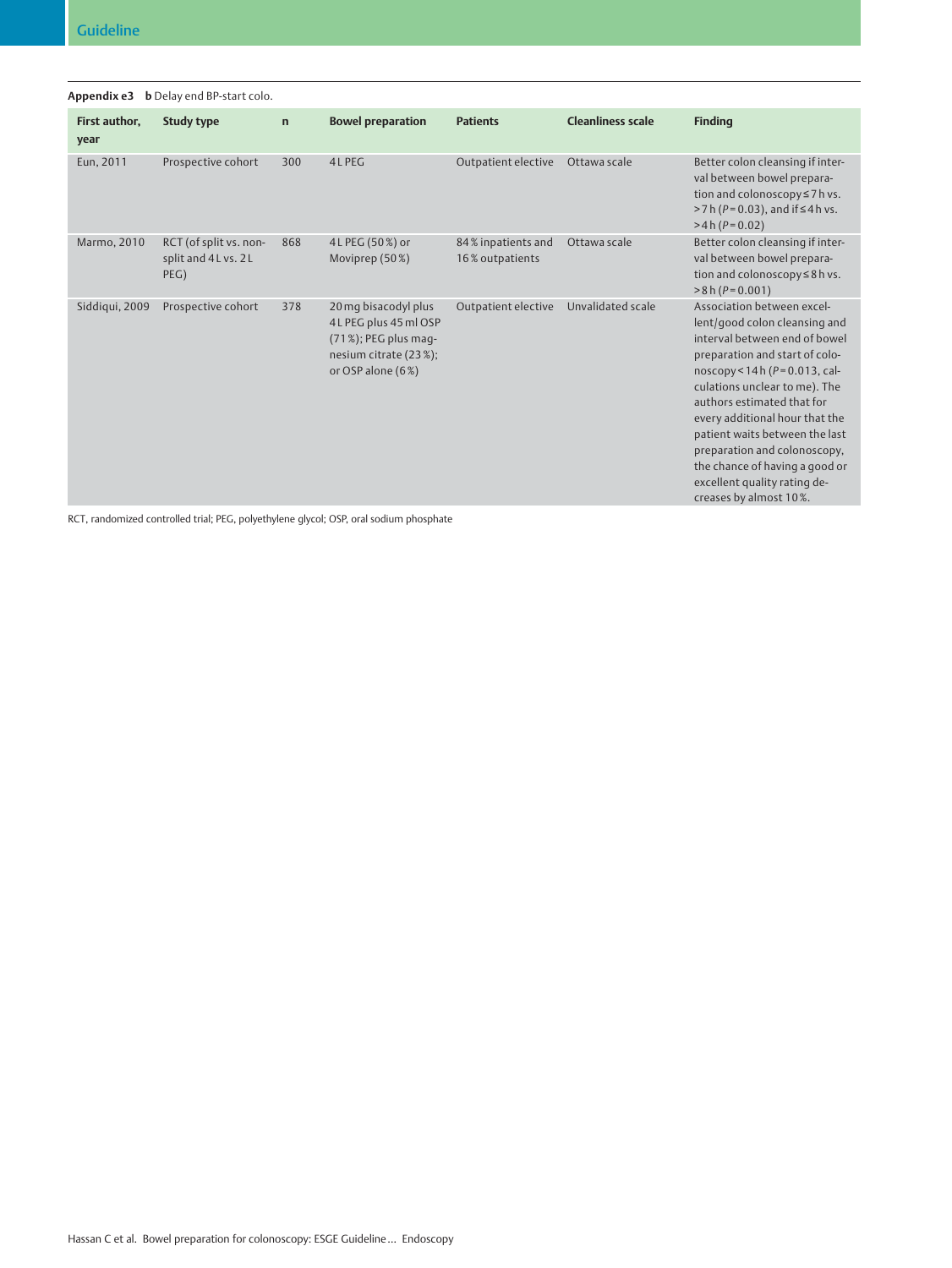**Appendix e3** **b** Delay end BP-start colo.

| First author, year | Study type | n | Bowel preparation | Patients | Cleanliness scale | Finding |
|---|---|---|---|---|---|---|
| Eun, 2011 | Prospective cohort | 300 | 4 L PEG | Outpatient elective | Ottawa scale | Better colon cleansing if interval between bowel preparation and colonoscopy ≤ 7 h vs. > 7 h ($P$ = 0.03), and if ≤ 4 h vs. > 4 h ($P$ = 0.02) |
| Marmo, 2010 | RCT (of split vs. non-split and 4 L vs. 2 L PEG) | 868 | 4 L PEG (50 %) or Moviprep (50 %) | 84 % inpatients and 16 % outpatients | Ottawa scale | Better colon cleansing if interval between bowel preparation and colonoscopy ≤ 8 h vs. > 8 h ($P$ = 0.001) |
| Siddiqui, 2009 | Prospective cohort | 378 | 20 mg bisacodyl plus 4 L PEG plus 45 ml OSP (71 %); PEG plus magnesium citrate (23 %); or OSP alone (6 %) | Outpatient elective | Unvalidated scale | Association between excellent/good colon cleansing and interval between end of bowel preparation and start of colonoscopy < 14 h ($P$ = 0.013, calculations unclear to me). The authors estimated that for every additional hour that the patient waits between the last preparation and colonoscopy, the chance of having a good or excellent quality rating decreases by almost 10 %. |

RCT, randomized controlled trial; PEG, polyethylene glycol; OSP, oral sodium phosphate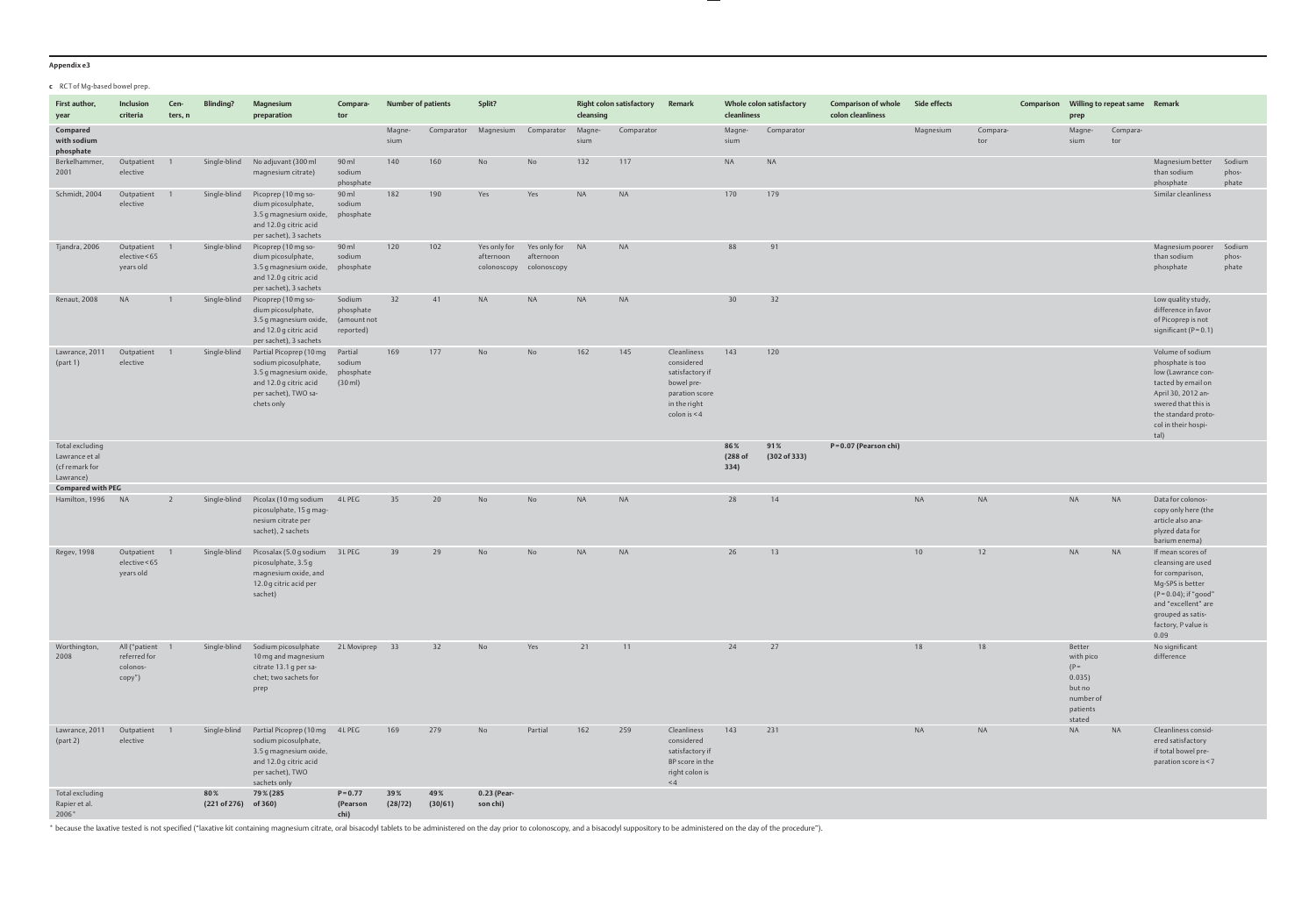**Appendix e3**

**c** RCT of Mg-based bowel prep.

| First author, year | Inclusion criteria | Centers, n | Blinding? | Magnesium preparation | Comparator | Number of patients | | Split? | | Right colon satisfactory cleansing | | Remark | Whole colon satisfactory cleanliness | | Comparison of whole colon cleanliness | Side effects | | Comparison | Willing to repeat same prep | | Remark | |
|---|---|---|---|---|---|---|---|---|---|---|---|---|---|---|---|---|---|---|---|---|---|---|
| | | | | | | Magnesium | Comparator | Magnesium | Comparator | Magnesium | Comparator | | Magnesium | Comparator | | Magnesium | Comparator | | Magnesium | Comparator | | |
| **Compared with sodium phosphate** | | | | | | | | | | | | | | | | | | | | | | |
| Berkelhammer, 2001 | Outpatient elective | 1 | Single-blind | No adjuvant (300 ml magnesium citrate) | 90 ml sodium phosphate | 140 | 160 | No | No | 132 | 117 | | NA | NA | | | | | | | Magnesium better than sodium phosphate | Sodium phosphate |
| Schmidt, 2004 | Outpatient elective | 1 | Single-blind | Picoprep (10 mg sodium picosulphate, 3.5 g magnesium oxide, and 12.0 g citric acid per sachet), 3 sachets | 90 ml sodium phosphate | 182 | 190 | Yes | Yes | NA | NA | | 170 | 179 | | | | | | | Similar cleanliness | |
| Tjandra, 2006 | Outpatient elective < 65 years old | 1 | Single-blind | Picoprep (10 mg sodium picosulphate, 3.5 g magnesium oxide, and 12.0 g citric acid per sachet), 3 sachets | 90 ml sodium phosphate | 120 | 102 | Yes only for afternoon colonoscopy | Yes only for afternoon colonoscopy | NA | NA | | 88 | 91 | | | | | | | Magnesium poorer than sodium phosphate | Sodium phosphate |
| Renaut, 2008 | NA | 1 | Single-blind | Picoprep (10 mg sodium picosulphate, 3.5 g magnesium oxide, and 12.0 g citric acid per sachet), 3 sachets | Sodium phosphate (amount not reported) | 32 | 41 | NA | NA | NA | NA | | 30 | 32 | | | | | | | Low quality study, difference in favor of Picoprep is not significant (P = 0.1) | |
| Lawrance, 2011 (part 1) | Outpatient elective | 1 | Single-blind | Partial Picoprep (10 mg sodium picosulphate, 3.5 g magnesium oxide, and 12.0 g citric acid per sachet), TWO sachets only | Partial sodium phosphate (30 ml) | 169 | 177 | No | No | 162 | 145 | Cleanliness considered satisfactory if bowel preparation score in the right colon is < 4 | 143 | 120 | | | | | | | Volume of sodium phosphate is too low (Lawrance contacted by email on April 30, 2012 answered that this is the standard protocol in their hospital) | |
| Total excluding Lawrance et al (cf remark for Lawrance) | | | | | | | | | | | | | **86 % (288 of 334)** | **91 % (302 of 333)** | **P = 0.07 (Pearson chi)** | | | | | | | |
| **Compared with PEG** | | | | | | | | | | | | | | | | | | | | | | |
| Hamilton, 1996 | NA | 2 | Single-blind | Picolax (10 mg sodium picosulphate, 15 g magnesium citrate per sachet), 2 sachets | 4 L PEG | 35 | 20 | No | No | NA | NA | | 28 | 14 | | NA | NA | | NA | NA | Data for colonoscopy only here (the article also anaplyzed data for barium enema) | |
| Regev, 1998 | Outpatient elective < 65 years old | 1 | Single-blind | Picosalax (5.0 g sodium picosulphate, 3.5 g magnesium oxide, and 12.0 g citric acid per sachet) | 3 L PEG | 39 | 29 | No | No | NA | NA | | 26 | 13 | | 10 | 12 | | NA | NA | If mean scores of cleansing are used for comparison, Mg-SPS is better (P = 0.04); if "good" and "excellent" are grouped as satisfactory, P value is 0.09 | |
| Worthington, 2008 | All ("patient referred for colonoscopy") | 1 | Single-blind | Sodium picosulphate 10 mg and magnesium citrate 13.1 g per sachet; two sachets for prep | 2 L Moviprep | 33 | 32 | No | Yes | 21 | 11 | | 24 | 27 | | 18 | 18 | | Better with pico (P = 0.035) but no number of patients stated | | No significant difference | |
| Lawrance, 2011 (part 2) | Outpatient elective | 1 | Single-blind | Partial Picoprep (10 mg sodium picosulphate, 3.5 g magnesium oxide, and 12.0 g citric acid per sachet), TWO sachets only | 4 L PEG | 169 | 279 | No | Partial | 162 | 259 | Cleanliness considered satisfactory if BP score in the right colon is < 4 | 143 | 231 | | NA | NA | | NA | NA | Cleanliness considered satisfactory if total bowel preparation score is < 7 | |
| Total excluding Rapier et al. 2006* | | | **80 % (221 of 276)** | **79 % (285 of 360)** | **P = 0.77 (Pearson chi)** | **39 % (28/72)** | **49 % (30/61)** | **0.23 (Pearson chi)** | | | | | | | | | | | | | | |

\* because the laxative tested is not specified ("laxative kit containing magnesium citrate, oral bisacodyl tablets to be administered on the day prior to colonoscopy, and a bisacodyl suppository to be administered on the day of the procedure").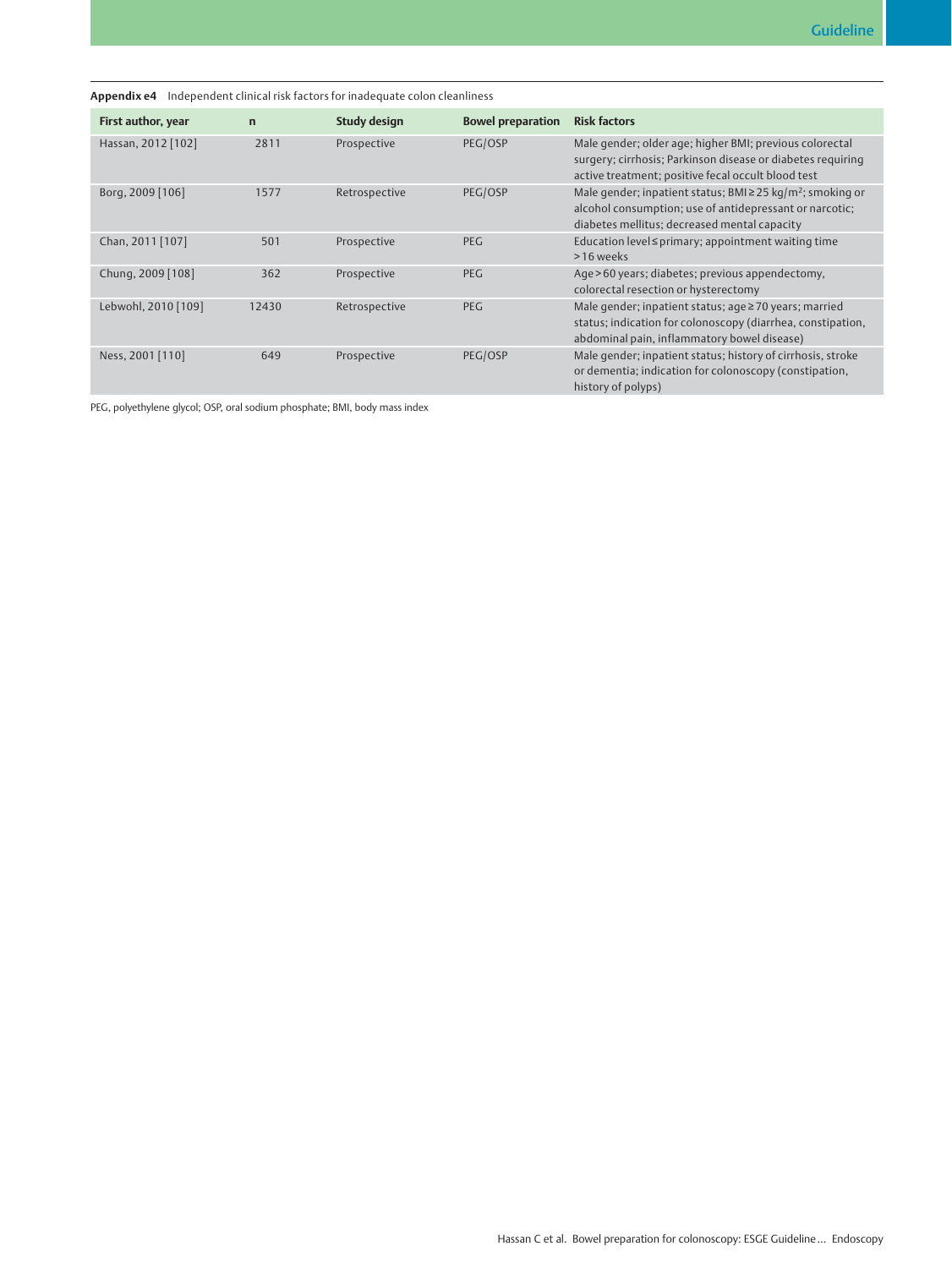**Appendix e4** Independent clinical risk factors for inadequate colon cleanliness

| First author, year | n | Study design | Bowel preparation | Risk factors |
|---|---|---|---|---|
| Hassan, 2012 [102] | 2811 | Prospective | PEG/OSP | Male gender; older age; higher BMI; previous colorectal surgery; cirrhosis; Parkinson disease or diabetes requiring active treatment; positive fecal occult blood test |
| Borg, 2009 [106] | 1577 | Retrospective | PEG/OSP | Male gender; inpatient status; BMI ≥ 25 kg/m²; smoking or alcohol consumption; use of antidepressant or narcotic; diabetes mellitus; decreased mental capacity |
| Chan, 2011 [107] | 501 | Prospective | PEG | Education level ≤ primary; appointment waiting time > 16 weeks |
| Chung, 2009 [108] | 362 | Prospective | PEG | Age > 60 years; diabetes; previous appendectomy, colorectal resection or hysterectomy |
| Lebwohl, 2010 [109] | 12430 | Retrospective | PEG | Male gender; inpatient status; age ≥ 70 years; married status; indication for colonoscopy (diarrhea, constipation, abdominal pain, inflammatory bowel disease) |
| Ness, 2001 [110] | 649 | Prospective | PEG/OSP | Male gender; inpatient status; history of cirrhosis, stroke or dementia; indication for colonoscopy (constipation, history of polyps) |

PEG, polyethylene glycol; OSP, oral sodium phosphate; BMI, body mass index